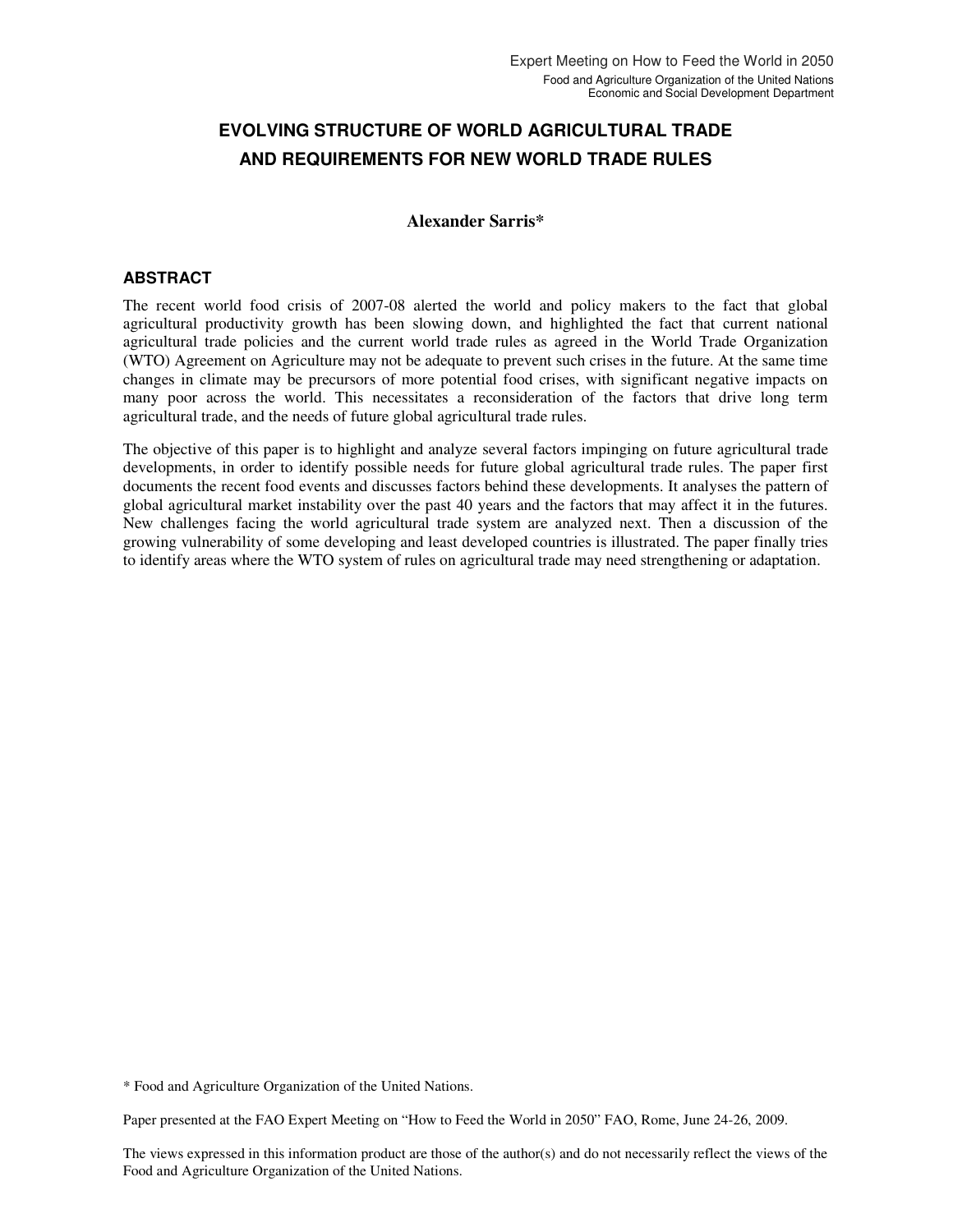Expert Meeting on How to Feed the World in 2050
Food and Agriculture Organization of the United Nations
Economic and Social Development Department

# EVOLVING STRUCTURE OF WORLD AGRICULTURAL TRADE AND REQUIREMENTS FOR NEW WORLD TRADE RULES

**Alexander Sarris***

## ABSTRACT

The recent world food crisis of 2007-08 alerted the world and policy makers to the fact that global agricultural productivity growth has been slowing down, and highlighted the fact that current national agricultural trade policies and the current world trade rules as agreed in the World Trade Organization (WTO) Agreement on Agriculture may not be adequate to prevent such crises in the future. At the same time changes in climate may be precursors of more potential food crises, with significant negative impacts on many poor across the world. This necessitates a reconsideration of the factors that drive long term agricultural trade, and the needs of future global agricultural trade rules.

The objective of this paper is to highlight and analyze several factors impinging on future agricultural trade developments, in order to identify possible needs for future global agricultural trade rules. The paper first documents the recent food events and discusses factors behind these developments. It analyses the pattern of global agricultural market instability over the past 40 years and the factors that may affect it in the futures. New challenges facing the world agricultural trade system are analyzed next. Then a discussion of the growing vulnerability of some developing and least developed countries is illustrated. The paper finally tries to identify areas where the WTO system of rules on agricultural trade may need strengthening or adaptation.

* Food and Agriculture Organization of the United Nations.

Paper presented at the FAO Expert Meeting on "How to Feed the World in 2050" FAO, Rome, June 24-26, 2009.

The views expressed in this information product are those of the author(s) and do not necessarily reflect the views of the Food and Agriculture Organization of the United Nations.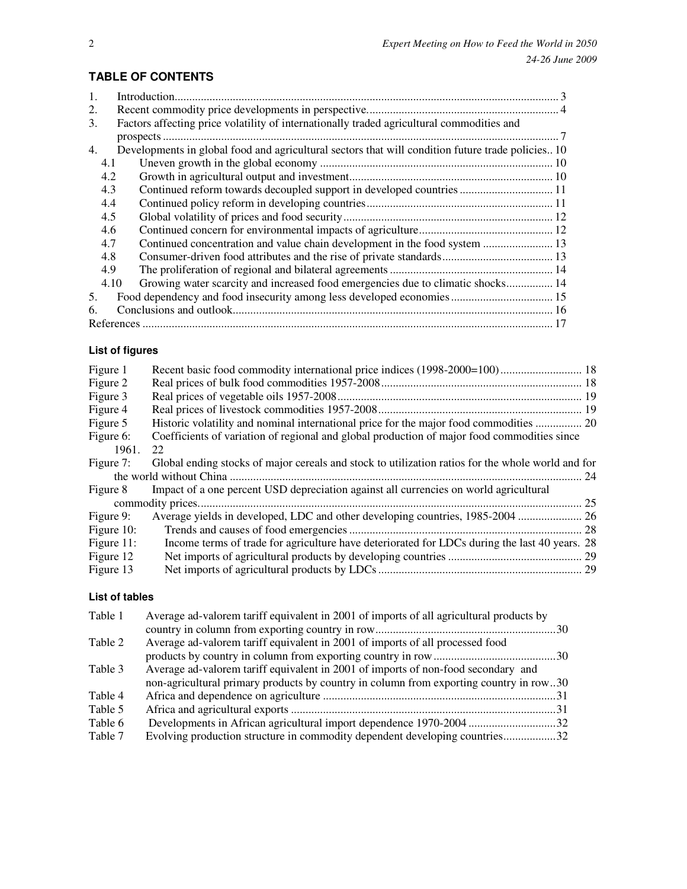## TABLE OF CONTENTS

1. Introduction ... 3
2. Recent commodity price developments in perspective ... 4
3. Factors affecting price volatility of internationally traded agricultural commodities and prospects ... 7
4. Developments in global food and agricultural sectors that will condition future trade policies .. 10
   - 4.1 Uneven growth in the global economy ... 10
   - 4.2 Growth in agricultural output and investment ... 10
   - 4.3 Continued reform towards decoupled support in developed countries ... 11
   - 4.4 Continued policy reform in developing countries ... 11
   - 4.5 Global volatility of prices and food security ... 12
   - 4.6 Continued concern for environmental impacts of agriculture ... 12
   - 4.7 Continued concentration and value chain development in the food system ... 13
   - 4.8 Consumer-driven food attributes and the rise of private standards ... 13
   - 4.9 The proliferation of regional and bilateral agreements ... 14
   - 4.10 Growing water scarcity and increased food emergencies due to climatic shocks ... 14
5. Food dependency and food insecurity among less developed economies ... 15
6. Conclusions and outlook ... 16

References ... 17

### List of figures

| | | |
|---|---|---|
| Figure 1 | Recent basic food commodity international price indices (1998-2000=100) | 18 |
| Figure 2 | Real prices of bulk food commodities 1957-2008 | 18 |
| Figure 3 | Real prices of vegetable oils 1957-2008 | 19 |
| Figure 4 | Real prices of livestock commodities 1957-2008 | 19 |
| Figure 5 | Historic volatility and nominal international price for the major food commodities | 20 |
| Figure 6: | Coefficients of variation of regional and global production of major food commodities since 1961. | 22 |
| Figure 7: | Global ending stocks of major cereals and stock to utilization ratios for the whole world and for the world without China | 24 |
| Figure 8 | Impact of a one percent USD depreciation against all currencies on world agricultural commodity prices. | 25 |
| Figure 9: | Average yields in developed, LDC and other developing countries, 1985-2004 | 26 |
| Figure 10: | Trends and causes of food emergencies | 28 |
| Figure 11: | Income terms of trade for agriculture have deteriorated for LDCs during the last 40 years. | 28 |
| Figure 12 | Net imports of agricultural products by developing countries | 29 |
| Figure 13 | Net imports of agricultural products by LDCs | 29 |

### List of tables

| | | |
|---|---|---|
| Table 1 | Average ad-valorem tariff equivalent in 2001 of imports of all agricultural products by country in column from exporting country in row | 30 |
| Table 2 | Average ad-valorem tariff equivalent in 2001 of imports of all processed food products by country in column from exporting country in row | 30 |
| Table 3 | Average ad-valorem tariff equivalent in 2001 of imports of non-food secondary and non-agricultural primary products by country in column from exporting country in row | 30 |
| Table 4 | Africa and dependence on agriculture | 31 |
| Table 5 | Africa and agricultural exports | 31 |
| Table 6 | Developments in African agricultural import dependence 1970-2004 | 32 |
| Table 7 | Evolving production structure in commodity dependent developing countries | 32 |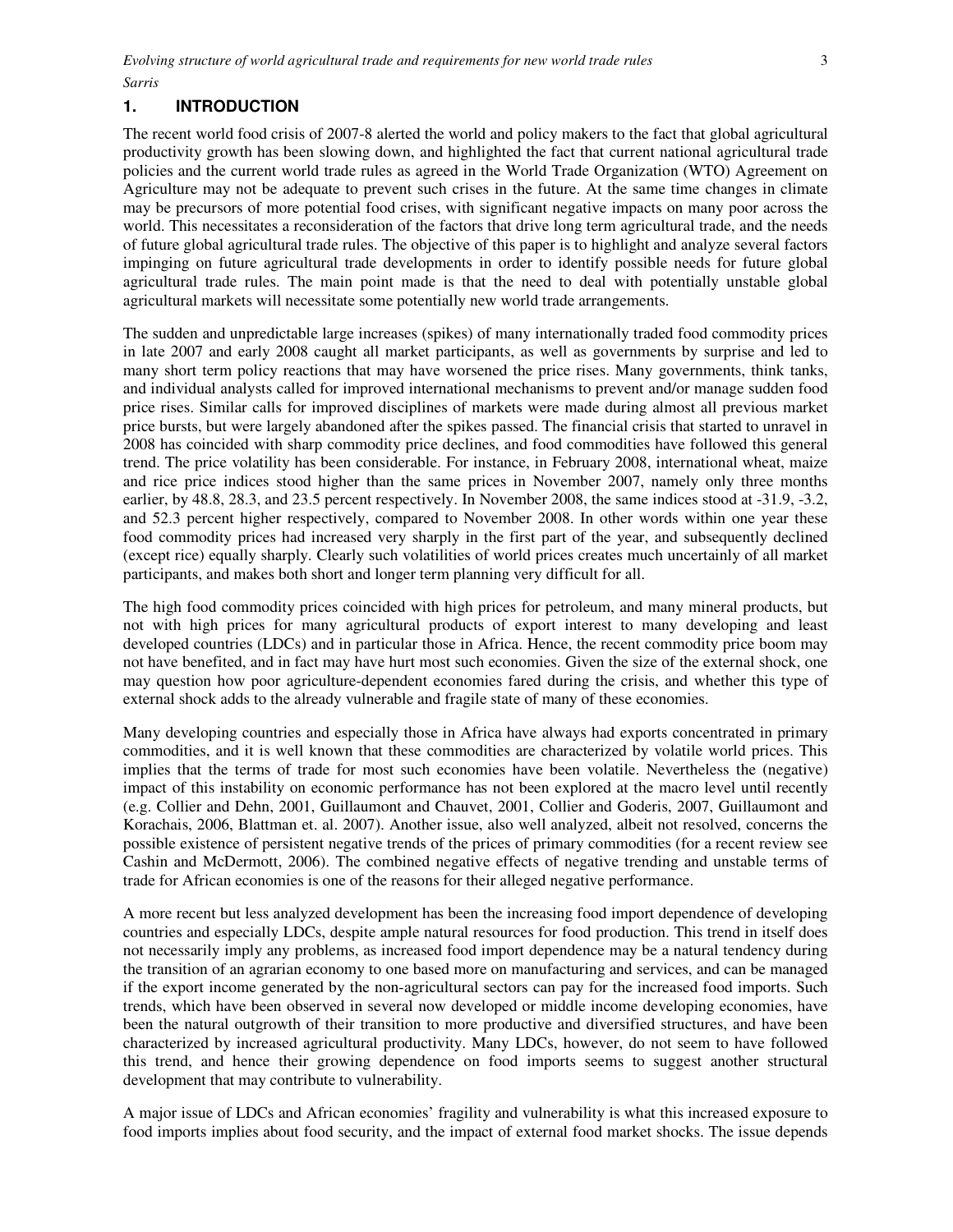## 1. INTRODUCTION

The recent world food crisis of 2007-8 alerted the world and policy makers to the fact that global agricultural productivity growth has been slowing down, and highlighted the fact that current national agricultural trade policies and the current world trade rules as agreed in the World Trade Organization (WTO) Agreement on Agriculture may not be adequate to prevent such crises in the future. At the same time changes in climate may be precursors of more potential food crises, with significant negative impacts on many poor across the world. This necessitates a reconsideration of the factors that drive long term agricultural trade, and the needs of future global agricultural trade rules. The objective of this paper is to highlight and analyze several factors impinging on future agricultural trade developments in order to identify possible needs for future global agricultural trade rules. The main point made is that the need to deal with potentially unstable global agricultural markets will necessitate some potentially new world trade arrangements.

The sudden and unpredictable large increases (spikes) of many internationally traded food commodity prices in late 2007 and early 2008 caught all market participants, as well as governments by surprise and led to many short term policy reactions that may have worsened the price rises. Many governments, think tanks, and individual analysts called for improved international mechanisms to prevent and/or manage sudden food price rises. Similar calls for improved disciplines of markets were made during almost all previous market price bursts, but were largely abandoned after the spikes passed. The financial crisis that started to unravel in 2008 has coincided with sharp commodity price declines, and food commodities have followed this general trend. The price volatility has been considerable. For instance, in February 2008, international wheat, maize and rice price indices stood higher than the same prices in November 2007, namely only three months earlier, by 48.8, 28.3, and 23.5 percent respectively. In November 2008, the same indices stood at -31.9, -3.2, and 52.3 percent higher respectively, compared to November 2008. In other words within one year these food commodity prices had increased very sharply in the first part of the year, and subsequently declined (except rice) equally sharply. Clearly such volatilities of world prices creates much uncertainly of all market participants, and makes both short and longer term planning very difficult for all.

The high food commodity prices coincided with high prices for petroleum, and many mineral products, but not with high prices for many agricultural products of export interest to many developing and least developed countries (LDCs) and in particular those in Africa. Hence, the recent commodity price boom may not have benefited, and in fact may have hurt most such economies. Given the size of the external shock, one may question how poor agriculture-dependent economies fared during the crisis, and whether this type of external shock adds to the already vulnerable and fragile state of many of these economies.

Many developing countries and especially those in Africa have always had exports concentrated in primary commodities, and it is well known that these commodities are characterized by volatile world prices. This implies that the terms of trade for most such economies have been volatile. Nevertheless the (negative) impact of this instability on economic performance has not been explored at the macro level until recently (e.g. Collier and Dehn, 2001, Guillaumont and Chauvet, 2001, Collier and Goderis, 2007, Guillaumont and Korachais, 2006, Blattman et. al. 2007). Another issue, also well analyzed, albeit not resolved, concerns the possible existence of persistent negative trends of the prices of primary commodities (for a recent review see Cashin and McDermott, 2006). The combined negative effects of negative trending and unstable terms of trade for African economies is one of the reasons for their alleged negative performance.

A more recent but less analyzed development has been the increasing food import dependence of developing countries and especially LDCs, despite ample natural resources for food production. This trend in itself does not necessarily imply any problems, as increased food import dependence may be a natural tendency during the transition of an agrarian economy to one based more on manufacturing and services, and can be managed if the export income generated by the non-agricultural sectors can pay for the increased food imports. Such trends, which have been observed in several now developed or middle income developing economies, have been the natural outgrowth of their transition to more productive and diversified structures, and have been characterized by increased agricultural productivity. Many LDCs, however, do not seem to have followed this trend, and hence their growing dependence on food imports seems to suggest another structural development that may contribute to vulnerability.

A major issue of LDCs and African economies' fragility and vulnerability is what this increased exposure to food imports implies about food security, and the impact of external food market shocks. The issue depends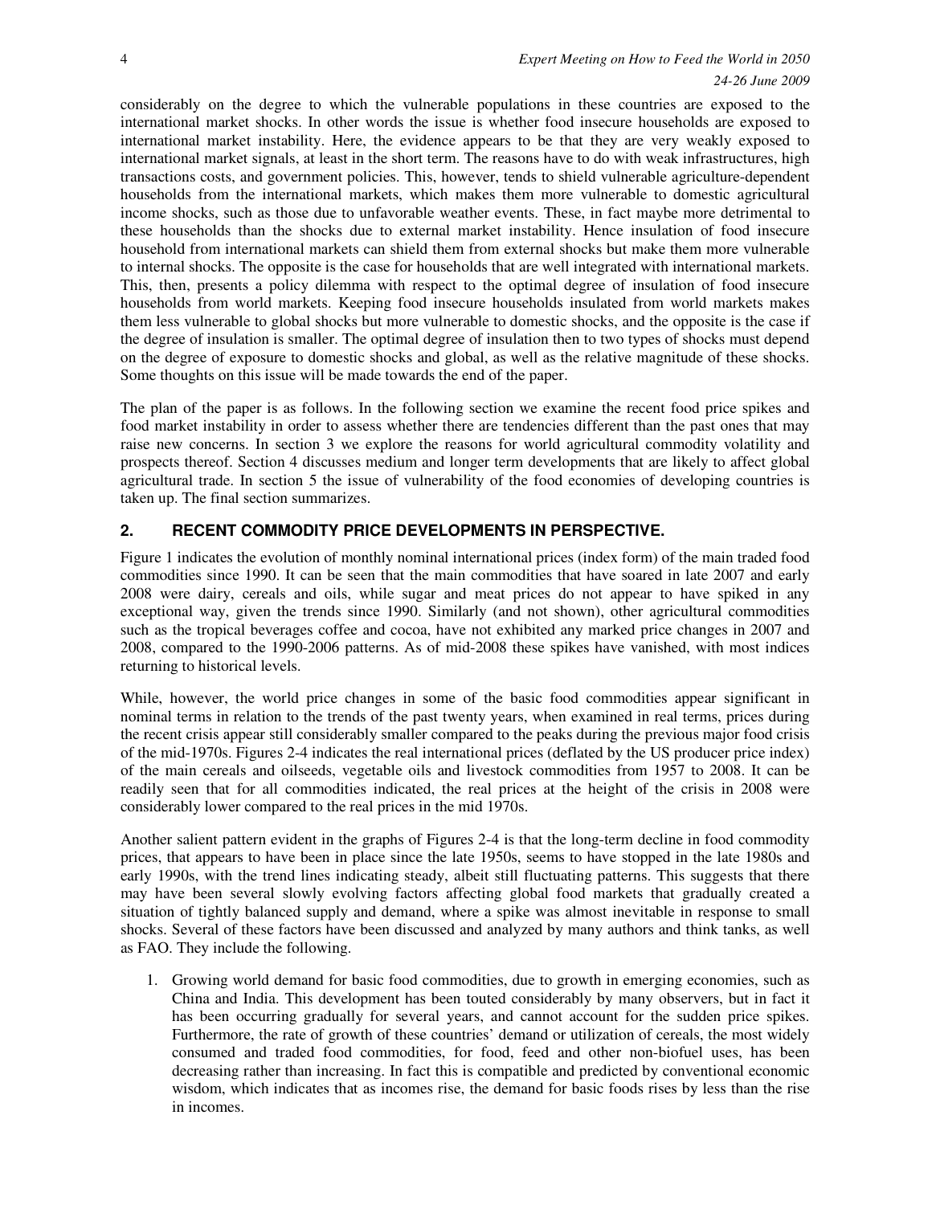considerably on the degree to which the vulnerable populations in these countries are exposed to the international market shocks. In other words the issue is whether food insecure households are exposed to international market instability. Here, the evidence appears to be that they are very weakly exposed to international market signals, at least in the short term. The reasons have to do with weak infrastructures, high transactions costs, and government policies. This, however, tends to shield vulnerable agriculture-dependent households from the international markets, which makes them more vulnerable to domestic agricultural income shocks, such as those due to unfavorable weather events. These, in fact maybe more detrimental to these households than the shocks due to external market instability. Hence insulation of food insecure household from international markets can shield them from external shocks but make them more vulnerable to internal shocks. The opposite is the case for households that are well integrated with international markets. This, then, presents a policy dilemma with respect to the optimal degree of insulation of food insecure households from world markets. Keeping food insecure households insulated from world markets makes them less vulnerable to global shocks but more vulnerable to domestic shocks, and the opposite is the case if the degree of insulation is smaller. The optimal degree of insulation then to two types of shocks must depend on the degree of exposure to domestic shocks and global, as well as the relative magnitude of these shocks. Some thoughts on this issue will be made towards the end of the paper.

The plan of the paper is as follows. In the following section we examine the recent food price spikes and food market instability in order to assess whether there are tendencies different than the past ones that may raise new concerns. In section 3 we explore the reasons for world agricultural commodity volatility and prospects thereof. Section 4 discusses medium and longer term developments that are likely to affect global agricultural trade. In section 5 the issue of vulnerability of the food economies of developing countries is taken up. The final section summarizes.

## 2. RECENT COMMODITY PRICE DEVELOPMENTS IN PERSPECTIVE.

Figure 1 indicates the evolution of monthly nominal international prices (index form) of the main traded food commodities since 1990. It can be seen that the main commodities that have soared in late 2007 and early 2008 were dairy, cereals and oils, while sugar and meat prices do not appear to have spiked in any exceptional way, given the trends since 1990. Similarly (and not shown), other agricultural commodities such as the tropical beverages coffee and cocoa, have not exhibited any marked price changes in 2007 and 2008, compared to the 1990-2006 patterns. As of mid-2008 these spikes have vanished, with most indices returning to historical levels.

While, however, the world price changes in some of the basic food commodities appear significant in nominal terms in relation to the trends of the past twenty years, when examined in real terms, prices during the recent crisis appear still considerably smaller compared to the peaks during the previous major food crisis of the mid-1970s. Figures 2-4 indicates the real international prices (deflated by the US producer price index) of the main cereals and oilseeds, vegetable oils and livestock commodities from 1957 to 2008. It can be readily seen that for all commodities indicated, the real prices at the height of the crisis in 2008 were considerably lower compared to the real prices in the mid 1970s.

Another salient pattern evident in the graphs of Figures 2-4 is that the long-term decline in food commodity prices, that appears to have been in place since the late 1950s, seems to have stopped in the late 1980s and early 1990s, with the trend lines indicating steady, albeit still fluctuating patterns. This suggests that there may have been several slowly evolving factors affecting global food markets that gradually created a situation of tightly balanced supply and demand, where a spike was almost inevitable in response to small shocks. Several of these factors have been discussed and analyzed by many authors and think tanks, as well as FAO. They include the following.

1. Growing world demand for basic food commodities, due to growth in emerging economies, such as China and India. This development has been touted considerably by many observers, but in fact it has been occurring gradually for several years, and cannot account for the sudden price spikes. Furthermore, the rate of growth of these countries' demand or utilization of cereals, the most widely consumed and traded food commodities, for food, feed and other non-biofuel uses, has been decreasing rather than increasing. In fact this is compatible and predicted by conventional economic wisdom, which indicates that as incomes rise, the demand for basic foods rises by less than the rise in incomes.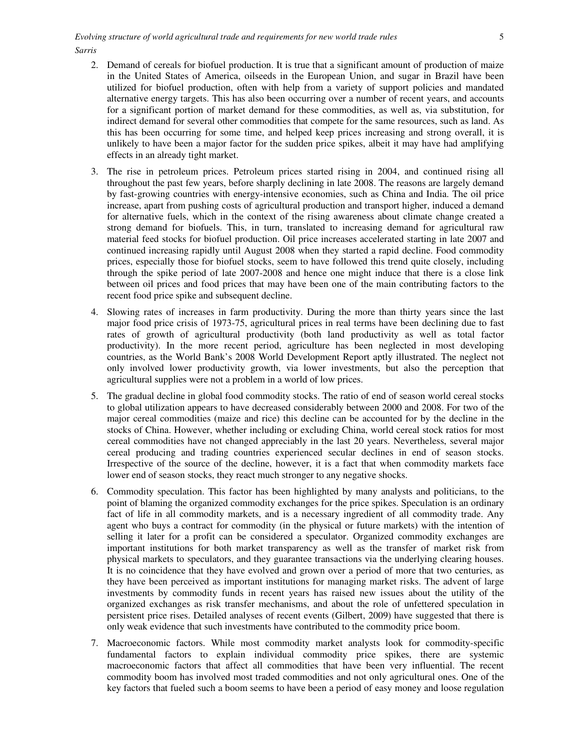2. Demand of cereals for biofuel production. It is true that a significant amount of production of maize in the United States of America, oilseeds in the European Union, and sugar in Brazil have been utilized for biofuel production, often with help from a variety of support policies and mandated alternative energy targets. This has also been occurring over a number of recent years, and accounts for a significant portion of market demand for these commodities, as well as, via substitution, for indirect demand for several other commodities that compete for the same resources, such as land. As this has been occurring for some time, and helped keep prices increasing and strong overall, it is unlikely to have been a major factor for the sudden price spikes, albeit it may have had amplifying effects in an already tight market.

3. The rise in petroleum prices. Petroleum prices started rising in 2004, and continued rising all throughout the past few years, before sharply declining in late 2008. The reasons are largely demand by fast-growing countries with energy-intensive economies, such as China and India. The oil price increase, apart from pushing costs of agricultural production and transport higher, induced a demand for alternative fuels, which in the context of the rising awareness about climate change created a strong demand for biofuels. This, in turn, translated to increasing demand for agricultural raw material feed stocks for biofuel production. Oil price increases accelerated starting in late 2007 and continued increasing rapidly until August 2008 when they started a rapid decline. Food commodity prices, especially those for biofuel stocks, seem to have followed this trend quite closely, including through the spike period of late 2007-2008 and hence one might induce that there is a close link between oil prices and food prices that may have been one of the main contributing factors to the recent food price spike and subsequent decline.

4. Slowing rates of increases in farm productivity. During the more than thirty years since the last major food price crisis of 1973-75, agricultural prices in real terms have been declining due to fast rates of growth of agricultural productivity (both land productivity as well as total factor productivity). In the more recent period, agriculture has been neglected in most developing countries, as the World Bank's 2008 World Development Report aptly illustrated. The neglect not only involved lower productivity growth, via lower investments, but also the perception that agricultural supplies were not a problem in a world of low prices.

5. The gradual decline in global food commodity stocks. The ratio of end of season world cereal stocks to global utilization appears to have decreased considerably between 2000 and 2008. For two of the major cereal commodities (maize and rice) this decline can be accounted for by the decline in the stocks of China. However, whether including or excluding China, world cereal stock ratios for most cereal commodities have not changed appreciably in the last 20 years. Nevertheless, several major cereal producing and trading countries experienced secular declines in end of season stocks. Irrespective of the source of the decline, however, it is a fact that when commodity markets face lower end of season stocks, they react much stronger to any negative shocks.

6. Commodity speculation. This factor has been highlighted by many analysts and politicians, to the point of blaming the organized commodity exchanges for the price spikes. Speculation is an ordinary fact of life in all commodity markets, and is a necessary ingredient of all commodity trade. Any agent who buys a contract for commodity (in the physical or future markets) with the intention of selling it later for a profit can be considered a speculator. Organized commodity exchanges are important institutions for both market transparency as well as the transfer of market risk from physical markets to speculators, and they guarantee transactions via the underlying clearing houses. It is no coincidence that they have evolved and grown over a period of more that two centuries, as they have been perceived as important institutions for managing market risks. The advent of large investments by commodity funds in recent years has raised new issues about the utility of the organized exchanges as risk transfer mechanisms, and about the role of unfettered speculation in persistent price rises. Detailed analyses of recent events (Gilbert, 2009) have suggested that there is only weak evidence that such investments have contributed to the commodity price boom.

7. Macroeconomic factors. While most commodity market analysts look for commodity-specific fundamental factors to explain individual commodity price spikes, there are systemic macroeconomic factors that affect all commodities that have been very influential. The recent commodity boom has involved most traded commodities and not only agricultural ones. One of the key factors that fueled such a boom seems to have been a period of easy money and loose regulation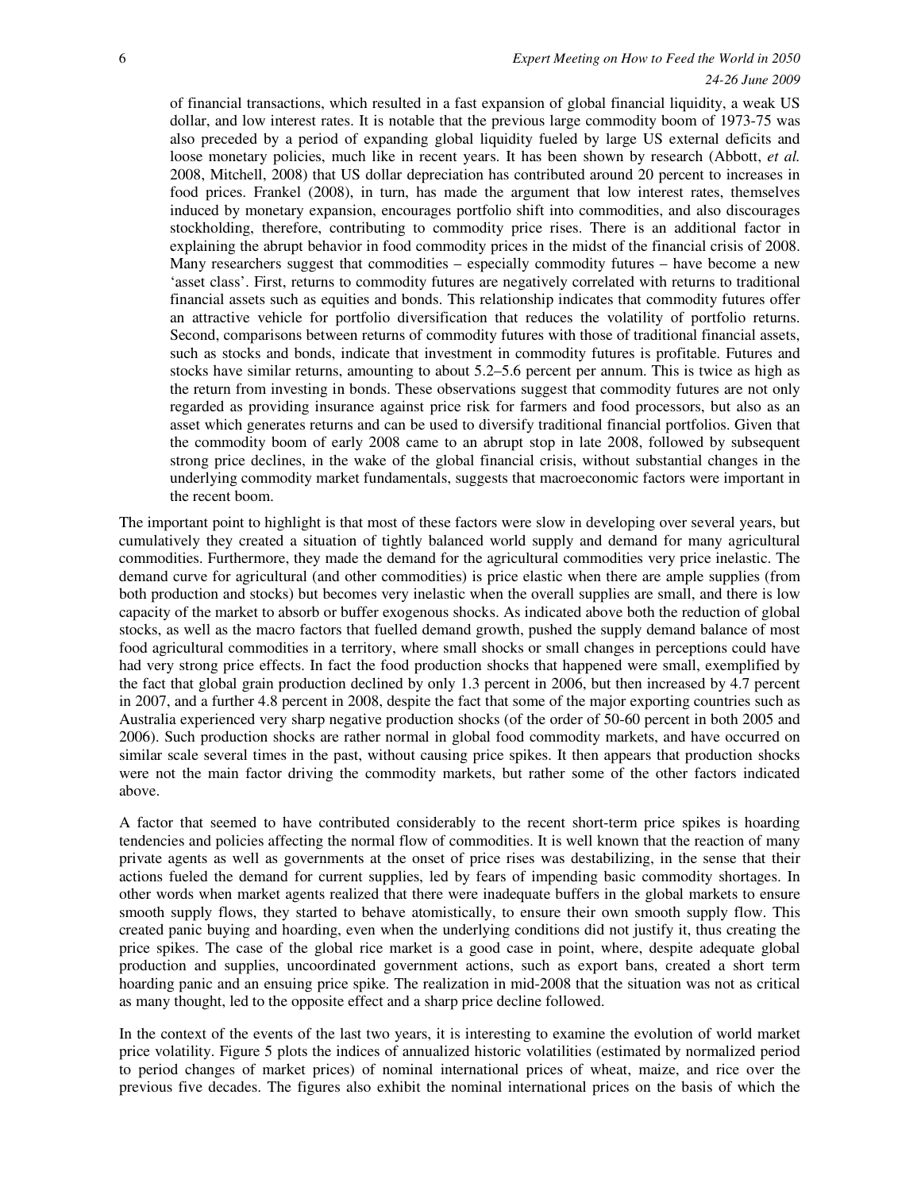of financial transactions, which resulted in a fast expansion of global financial liquidity, a weak US dollar, and low interest rates. It is notable that the previous large commodity boom of 1973-75 was also preceded by a period of expanding global liquidity fueled by large US external deficits and loose monetary policies, much like in recent years. It has been shown by research (Abbott, *et al.* 2008, Mitchell, 2008) that US dollar depreciation has contributed around 20 percent to increases in food prices. Frankel (2008), in turn, has made the argument that low interest rates, themselves induced by monetary expansion, encourages portfolio shift into commodities, and also discourages stockholding, therefore, contributing to commodity price rises. There is an additional factor in explaining the abrupt behavior in food commodity prices in the midst of the financial crisis of 2008. Many researchers suggest that commodities – especially commodity futures – have become a new 'asset class'. First, returns to commodity futures are negatively correlated with returns to traditional financial assets such as equities and bonds. This relationship indicates that commodity futures offer an attractive vehicle for portfolio diversification that reduces the volatility of portfolio returns. Second, comparisons between returns of commodity futures with those of traditional financial assets, such as stocks and bonds, indicate that investment in commodity futures is profitable. Futures and stocks have similar returns, amounting to about 5.2–5.6 percent per annum. This is twice as high as the return from investing in bonds. These observations suggest that commodity futures are not only regarded as providing insurance against price risk for farmers and food processors, but also as an asset which generates returns and can be used to diversify traditional financial portfolios. Given that the commodity boom of early 2008 came to an abrupt stop in late 2008, followed by subsequent strong price declines, in the wake of the global financial crisis, without substantial changes in the underlying commodity market fundamentals, suggests that macroeconomic factors were important in the recent boom.

The important point to highlight is that most of these factors were slow in developing over several years, but cumulatively they created a situation of tightly balanced world supply and demand for many agricultural commodities. Furthermore, they made the demand for the agricultural commodities very price inelastic. The demand curve for agricultural (and other commodities) is price elastic when there are ample supplies (from both production and stocks) but becomes very inelastic when the overall supplies are small, and there is low capacity of the market to absorb or buffer exogenous shocks. As indicated above both the reduction of global stocks, as well as the macro factors that fuelled demand growth, pushed the supply demand balance of most food agricultural commodities in a territory, where small shocks or small changes in perceptions could have had very strong price effects. In fact the food production shocks that happened were small, exemplified by the fact that global grain production declined by only 1.3 percent in 2006, but then increased by 4.7 percent in 2007, and a further 4.8 percent in 2008, despite the fact that some of the major exporting countries such as Australia experienced very sharp negative production shocks (of the order of 50-60 percent in both 2005 and 2006). Such production shocks are rather normal in global food commodity markets, and have occurred on similar scale several times in the past, without causing price spikes. It then appears that production shocks were not the main factor driving the commodity markets, but rather some of the other factors indicated above.

A factor that seemed to have contributed considerably to the recent short-term price spikes is hoarding tendencies and policies affecting the normal flow of commodities. It is well known that the reaction of many private agents as well as governments at the onset of price rises was destabilizing, in the sense that their actions fueled the demand for current supplies, led by fears of impending basic commodity shortages. In other words when market agents realized that there were inadequate buffers in the global markets to ensure smooth supply flows, they started to behave atomistically, to ensure their own smooth supply flow. This created panic buying and hoarding, even when the underlying conditions did not justify it, thus creating the price spikes. The case of the global rice market is a good case in point, where, despite adequate global production and supplies, uncoordinated government actions, such as export bans, created a short term hoarding panic and an ensuing price spike. The realization in mid-2008 that the situation was not as critical as many thought, led to the opposite effect and a sharp price decline followed.

In the context of the events of the last two years, it is interesting to examine the evolution of world market price volatility. Figure 5 plots the indices of annualized historic volatilities (estimated by normalized period to period changes of market prices) of nominal international prices of wheat, maize, and rice over the previous five decades. The figures also exhibit the nominal international prices on the basis of which the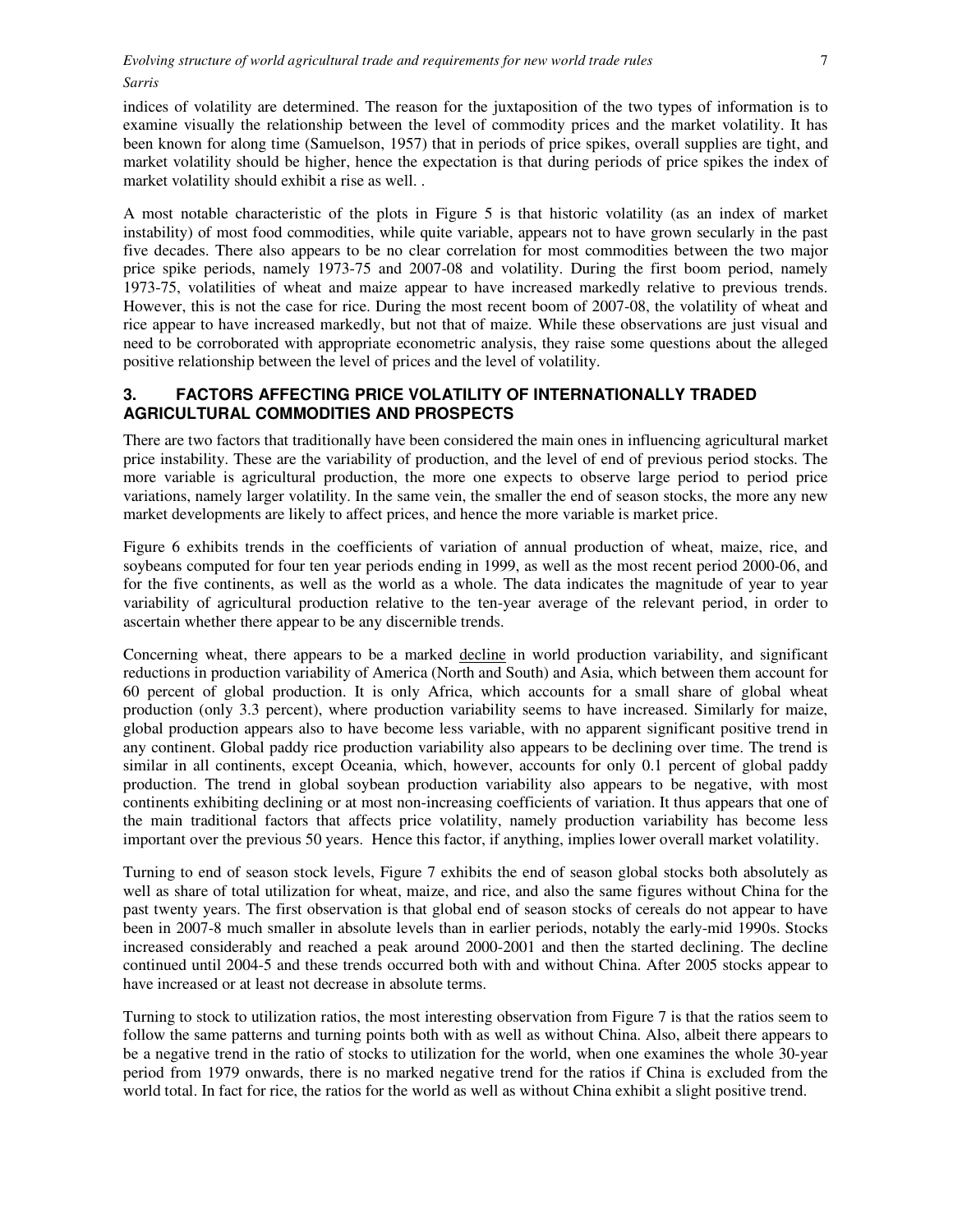indices of volatility are determined. The reason for the juxtaposition of the two types of information is to examine visually the relationship between the level of commodity prices and the market volatility. It has been known for along time (Samuelson, 1957) that in periods of price spikes, overall supplies are tight, and market volatility should be higher, hence the expectation is that during periods of price spikes the index of market volatility should exhibit a rise as well. .

A most notable characteristic of the plots in Figure 5 is that historic volatility (as an index of market instability) of most food commodities, while quite variable, appears not to have grown secularly in the past five decades. There also appears to be no clear correlation for most commodities between the two major price spike periods, namely 1973-75 and 2007-08 and volatility. During the first boom period, namely 1973-75, volatilities of wheat and maize appear to have increased markedly relative to previous trends. However, this is not the case for rice. During the most recent boom of 2007-08, the volatility of wheat and rice appear to have increased markedly, but not that of maize. While these observations are just visual and need to be corroborated with appropriate econometric analysis, they raise some questions about the alleged positive relationship between the level of prices and the level of volatility.

## 3. FACTORS AFFECTING PRICE VOLATILITY OF INTERNATIONALLY TRADED AGRICULTURAL COMMODITIES AND PROSPECTS

There are two factors that traditionally have been considered the main ones in influencing agricultural market price instability. These are the variability of production, and the level of end of previous period stocks. The more variable is agricultural production, the more one expects to observe large period to period price variations, namely larger volatility. In the same vein, the smaller the end of season stocks, the more any new market developments are likely to affect prices, and hence the more variable is market price.

Figure 6 exhibits trends in the coefficients of variation of annual production of wheat, maize, rice, and soybeans computed for four ten year periods ending in 1999, as well as the most recent period 2000-06, and for the five continents, as well as the world as a whole. The data indicates the magnitude of year to year variability of agricultural production relative to the ten-year average of the relevant period, in order to ascertain whether there appear to be any discernible trends.

Concerning wheat, there appears to be a marked <u>decline</u> in world production variability, and significant reductions in production variability of America (North and South) and Asia, which between them account for 60 percent of global production. It is only Africa, which accounts for a small share of global wheat production (only 3.3 percent), where production variability seems to have increased. Similarly for maize, global production appears also to have become less variable, with no apparent significant positive trend in any continent. Global paddy rice production variability also appears to be declining over time. The trend is similar in all continents, except Oceania, which, however, accounts for only 0.1 percent of global paddy production. The trend in global soybean production variability also appears to be negative, with most continents exhibiting declining or at most non-increasing coefficients of variation. It thus appears that one of the main traditional factors that affects price volatility, namely production variability has become less important over the previous 50 years. Hence this factor, if anything, implies lower overall market volatility.

Turning to end of season stock levels, Figure 7 exhibits the end of season global stocks both absolutely as well as share of total utilization for wheat, maize, and rice, and also the same figures without China for the past twenty years. The first observation is that global end of season stocks of cereals do not appear to have been in 2007-8 much smaller in absolute levels than in earlier periods, notably the early-mid 1990s. Stocks increased considerably and reached a peak around 2000-2001 and then the started declining. The decline continued until 2004-5 and these trends occurred both with and without China. After 2005 stocks appear to have increased or at least not decrease in absolute terms.

Turning to stock to utilization ratios, the most interesting observation from Figure 7 is that the ratios seem to follow the same patterns and turning points both with as well as without China. Also, albeit there appears to be a negative trend in the ratio of stocks to utilization for the world, when one examines the whole 30-year period from 1979 onwards, there is no marked negative trend for the ratios if China is excluded from the world total. In fact for rice, the ratios for the world as well as without China exhibit a slight positive trend.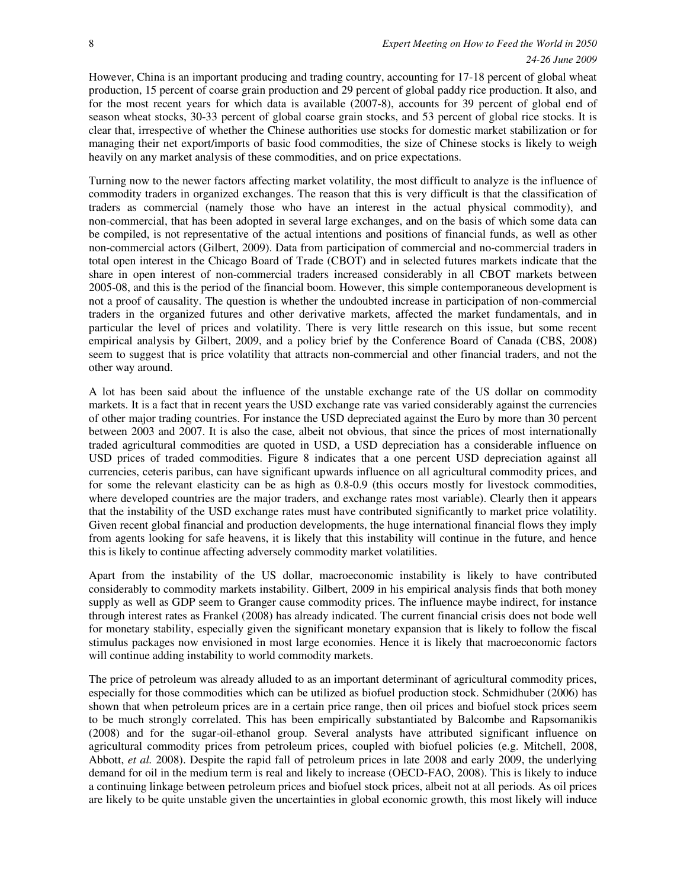However, China is an important producing and trading country, accounting for 17-18 percent of global wheat production, 15 percent of coarse grain production and 29 percent of global paddy rice production. It also, and for the most recent years for which data is available (2007-8), accounts for 39 percent of global end of season wheat stocks, 30-33 percent of global coarse grain stocks, and 53 percent of global rice stocks. It is clear that, irrespective of whether the Chinese authorities use stocks for domestic market stabilization or for managing their net export/imports of basic food commodities, the size of Chinese stocks is likely to weigh heavily on any market analysis of these commodities, and on price expectations.

Turning now to the newer factors affecting market volatility, the most difficult to analyze is the influence of commodity traders in organized exchanges. The reason that this is very difficult is that the classification of traders as commercial (namely those who have an interest in the actual physical commodity), and non-commercial, that has been adopted in several large exchanges, and on the basis of which some data can be compiled, is not representative of the actual intentions and positions of financial funds, as well as other non-commercial actors (Gilbert, 2009). Data from participation of commercial and no-commercial traders in total open interest in the Chicago Board of Trade (CBOT) and in selected futures markets indicate that the share in open interest of non-commercial traders increased considerably in all CBOT markets between 2005-08, and this is the period of the financial boom. However, this simple contemporaneous development is not a proof of causality. The question is whether the undoubted increase in participation of non-commercial traders in the organized futures and other derivative markets, affected the market fundamentals, and in particular the level of prices and volatility. There is very little research on this issue, but some recent empirical analysis by Gilbert, 2009, and a policy brief by the Conference Board of Canada (CBS, 2008) seem to suggest that is price volatility that attracts non-commercial and other financial traders, and not the other way around.

A lot has been said about the influence of the unstable exchange rate of the US dollar on commodity markets. It is a fact that in recent years the USD exchange rate vas varied considerably against the currencies of other major trading countries. For instance the USD depreciated against the Euro by more than 30 percent between 2003 and 2007. It is also the case, albeit not obvious, that since the prices of most internationally traded agricultural commodities are quoted in USD, a USD depreciation has a considerable influence on USD prices of traded commodities. Figure 8 indicates that a one percent USD depreciation against all currencies, ceteris paribus, can have significant upwards influence on all agricultural commodity prices, and for some the relevant elasticity can be as high as 0.8-0.9 (this occurs mostly for livestock commodities, where developed countries are the major traders, and exchange rates most variable). Clearly then it appears that the instability of the USD exchange rates must have contributed significantly to market price volatility. Given recent global financial and production developments, the huge international financial flows they imply from agents looking for safe heavens, it is likely that this instability will continue in the future, and hence this is likely to continue affecting adversely commodity market volatilities.

Apart from the instability of the US dollar, macroeconomic instability is likely to have contributed considerably to commodity markets instability. Gilbert, 2009 in his empirical analysis finds that both money supply as well as GDP seem to Granger cause commodity prices. The influence maybe indirect, for instance through interest rates as Frankel (2008) has already indicated. The current financial crisis does not bode well for monetary stability, especially given the significant monetary expansion that is likely to follow the fiscal stimulus packages now envisioned in most large economies. Hence it is likely that macroeconomic factors will continue adding instability to world commodity markets.

The price of petroleum was already alluded to as an important determinant of agricultural commodity prices, especially for those commodities which can be utilized as biofuel production stock. Schmidhuber (2006) has shown that when petroleum prices are in a certain price range, then oil prices and biofuel stock prices seem to be much strongly correlated. This has been empirically substantiated by Balcombe and Rapsomanikis (2008) and for the sugar-oil-ethanol group. Several analysts have attributed significant influence on agricultural commodity prices from petroleum prices, coupled with biofuel policies (e.g. Mitchell, 2008, Abbott, *et al.* 2008). Despite the rapid fall of petroleum prices in late 2008 and early 2009, the underlying demand for oil in the medium term is real and likely to increase (OECD-FAO, 2008). This is likely to induce a continuing linkage between petroleum prices and biofuel stock prices, albeit not at all periods. As oil prices are likely to be quite unstable given the uncertainties in global economic growth, this most likely will induce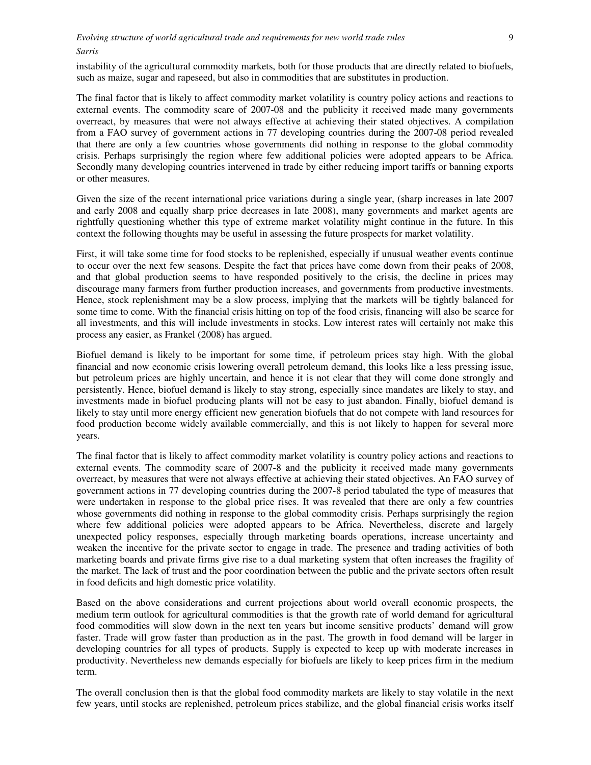instability of the agricultural commodity markets, both for those products that are directly related to biofuels, such as maize, sugar and rapeseed, but also in commodities that are substitutes in production.

The final factor that is likely to affect commodity market volatility is country policy actions and reactions to external events. The commodity scare of 2007-08 and the publicity it received made many governments overreact, by measures that were not always effective at achieving their stated objectives. A compilation from a FAO survey of government actions in 77 developing countries during the 2007-08 period revealed that there are only a few countries whose governments did nothing in response to the global commodity crisis. Perhaps surprisingly the region where few additional policies were adopted appears to be Africa. Secondly many developing countries intervened in trade by either reducing import tariffs or banning exports or other measures.

Given the size of the recent international price variations during a single year, (sharp increases in late 2007 and early 2008 and equally sharp price decreases in late 2008), many governments and market agents are rightfully questioning whether this type of extreme market volatility might continue in the future. In this context the following thoughts may be useful in assessing the future prospects for market volatility.

First, it will take some time for food stocks to be replenished, especially if unusual weather events continue to occur over the next few seasons. Despite the fact that prices have come down from their peaks of 2008, and that global production seems to have responded positively to the crisis, the decline in prices may discourage many farmers from further production increases, and governments from productive investments. Hence, stock replenishment may be a slow process, implying that the markets will be tightly balanced for some time to come. With the financial crisis hitting on top of the food crisis, financing will also be scarce for all investments, and this will include investments in stocks. Low interest rates will certainly not make this process any easier, as Frankel (2008) has argued.

Biofuel demand is likely to be important for some time, if petroleum prices stay high. With the global financial and now economic crisis lowering overall petroleum demand, this looks like a less pressing issue, but petroleum prices are highly uncertain, and hence it is not clear that they will come done strongly and persistently. Hence, biofuel demand is likely to stay strong, especially since mandates are likely to stay, and investments made in biofuel producing plants will not be easy to just abandon. Finally, biofuel demand is likely to stay until more energy efficient new generation biofuels that do not compete with land resources for food production become widely available commercially, and this is not likely to happen for several more years.

The final factor that is likely to affect commodity market volatility is country policy actions and reactions to external events. The commodity scare of 2007-8 and the publicity it received made many governments overreact, by measures that were not always effective at achieving their stated objectives. An FAO survey of government actions in 77 developing countries during the 2007-8 period tabulated the type of measures that were undertaken in response to the global price rises. It was revealed that there are only a few countries whose governments did nothing in response to the global commodity crisis. Perhaps surprisingly the region where few additional policies were adopted appears to be Africa. Nevertheless, discrete and largely unexpected policy responses, especially through marketing boards operations, increase uncertainty and weaken the incentive for the private sector to engage in trade. The presence and trading activities of both marketing boards and private firms give rise to a dual marketing system that often increases the fragility of the market. The lack of trust and the poor coordination between the public and the private sectors often result in food deficits and high domestic price volatility.

Based on the above considerations and current projections about world overall economic prospects, the medium term outlook for agricultural commodities is that the growth rate of world demand for agricultural food commodities will slow down in the next ten years but income sensitive products' demand will grow faster. Trade will grow faster than production as in the past. The growth in food demand will be larger in developing countries for all types of products. Supply is expected to keep up with moderate increases in productivity. Nevertheless new demands especially for biofuels are likely to keep prices firm in the medium term.

The overall conclusion then is that the global food commodity markets are likely to stay volatile in the next few years, until stocks are replenished, petroleum prices stabilize, and the global financial crisis works itself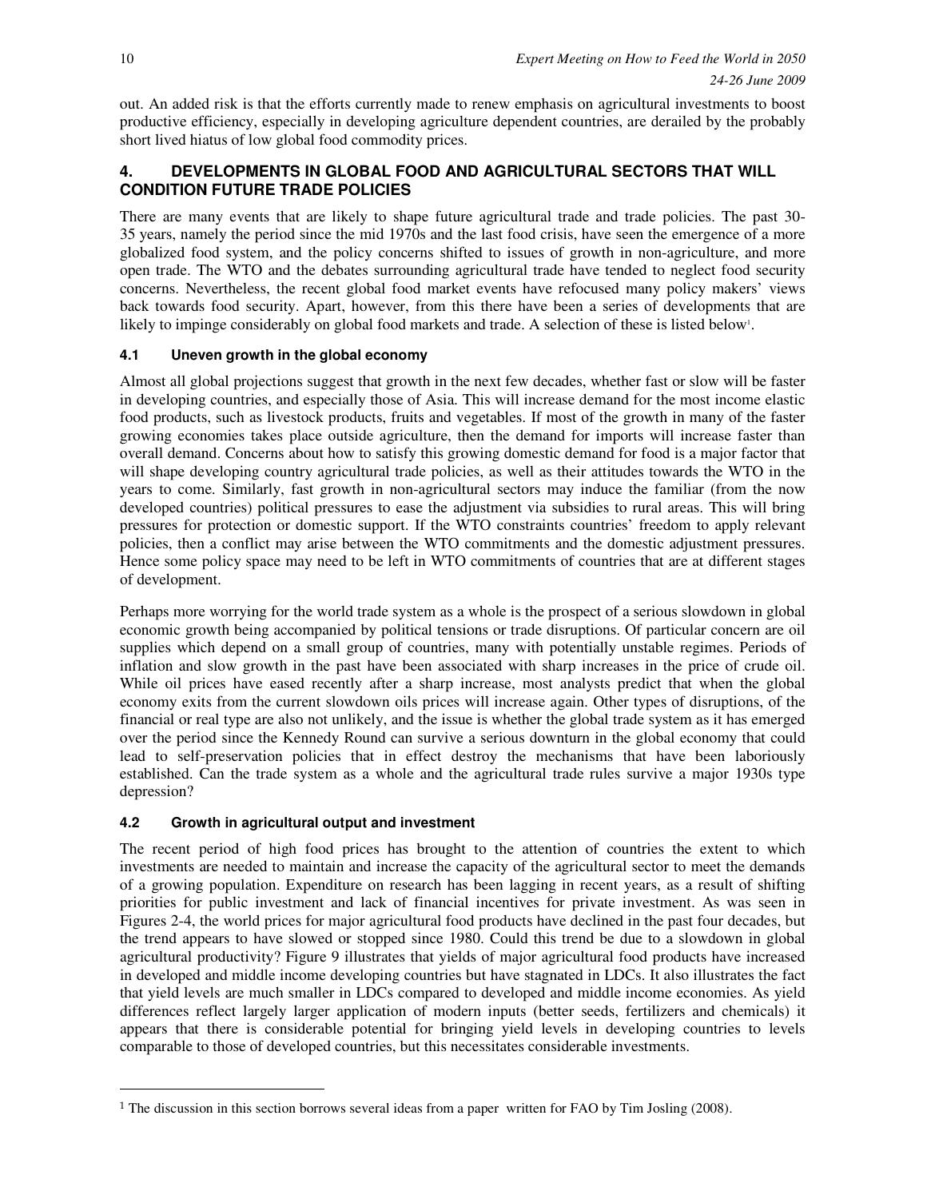out. An added risk is that the efforts currently made to renew emphasis on agricultural investments to boost productive efficiency, especially in developing agriculture dependent countries, are derailed by the probably short lived hiatus of low global food commodity prices.

## 4. DEVELOPMENTS IN GLOBAL FOOD AND AGRICULTURAL SECTORS THAT WILL CONDITION FUTURE TRADE POLICIES

There are many events that are likely to shape future agricultural trade and trade policies. The past 30-35 years, namely the period since the mid 1970s and the last food crisis, have seen the emergence of a more globalized food system, and the policy concerns shifted to issues of growth in non-agriculture, and more open trade. The WTO and the debates surrounding agricultural trade have tended to neglect food security concerns. Nevertheless, the recent global food market events have refocused many policy makers' views back towards food security. Apart, however, from this there have been a series of developments that are likely to impinge considerably on global food markets and trade. A selection of these is listed below[1].

### 4.1 Uneven growth in the global economy

Almost all global projections suggest that growth in the next few decades, whether fast or slow will be faster in developing countries, and especially those of Asia. This will increase demand for the most income elastic food products, such as livestock products, fruits and vegetables. If most of the growth in many of the faster growing economies takes place outside agriculture, then the demand for imports will increase faster than overall demand. Concerns about how to satisfy this growing domestic demand for food is a major factor that will shape developing country agricultural trade policies, as well as their attitudes towards the WTO in the years to come. Similarly, fast growth in non-agricultural sectors may induce the familiar (from the now developed countries) political pressures to ease the adjustment via subsidies to rural areas. This will bring pressures for protection or domestic support. If the WTO constraints countries' freedom to apply relevant policies, then a conflict may arise between the WTO commitments and the domestic adjustment pressures. Hence some policy space may need to be left in WTO commitments of countries that are at different stages of development.

Perhaps more worrying for the world trade system as a whole is the prospect of a serious slowdown in global economic growth being accompanied by political tensions or trade disruptions. Of particular concern are oil supplies which depend on a small group of countries, many with potentially unstable regimes. Periods of inflation and slow growth in the past have been associated with sharp increases in the price of crude oil. While oil prices have eased recently after a sharp increase, most analysts predict that when the global economy exits from the current slowdown oils prices will increase again. Other types of disruptions, of the financial or real type are also not unlikely, and the issue is whether the global trade system as it has emerged over the period since the Kennedy Round can survive a serious downturn in the global economy that could lead to self-preservation policies that in effect destroy the mechanisms that have been laboriously established. Can the trade system as a whole and the agricultural trade rules survive a major 1930s type depression?

### 4.2 Growth in agricultural output and investment

The recent period of high food prices has brought to the attention of countries the extent to which investments are needed to maintain and increase the capacity of the agricultural sector to meet the demands of a growing population. Expenditure on research has been lagging in recent years, as a result of shifting priorities for public investment and lack of financial incentives for private investment. As was seen in Figures 2-4, the world prices for major agricultural food products have declined in the past four decades, but the trend appears to have slowed or stopped since 1980. Could this trend be due to a slowdown in global agricultural productivity? Figure 9 illustrates that yields of major agricultural food products have increased in developed and middle income developing countries but have stagnated in LDCs. It also illustrates the fact that yield levels are much smaller in LDCs compared to developed and middle income economies. As yield differences reflect largely larger application of modern inputs (better seeds, fertilizers and chemicals) it appears that there is considerable potential for bringing yield levels in developing countries to levels comparable to those of developed countries, but this necessitates considerable investments.

---

[1] The discussion in this section borrows several ideas from a paper written for FAO by Tim Josling (2008).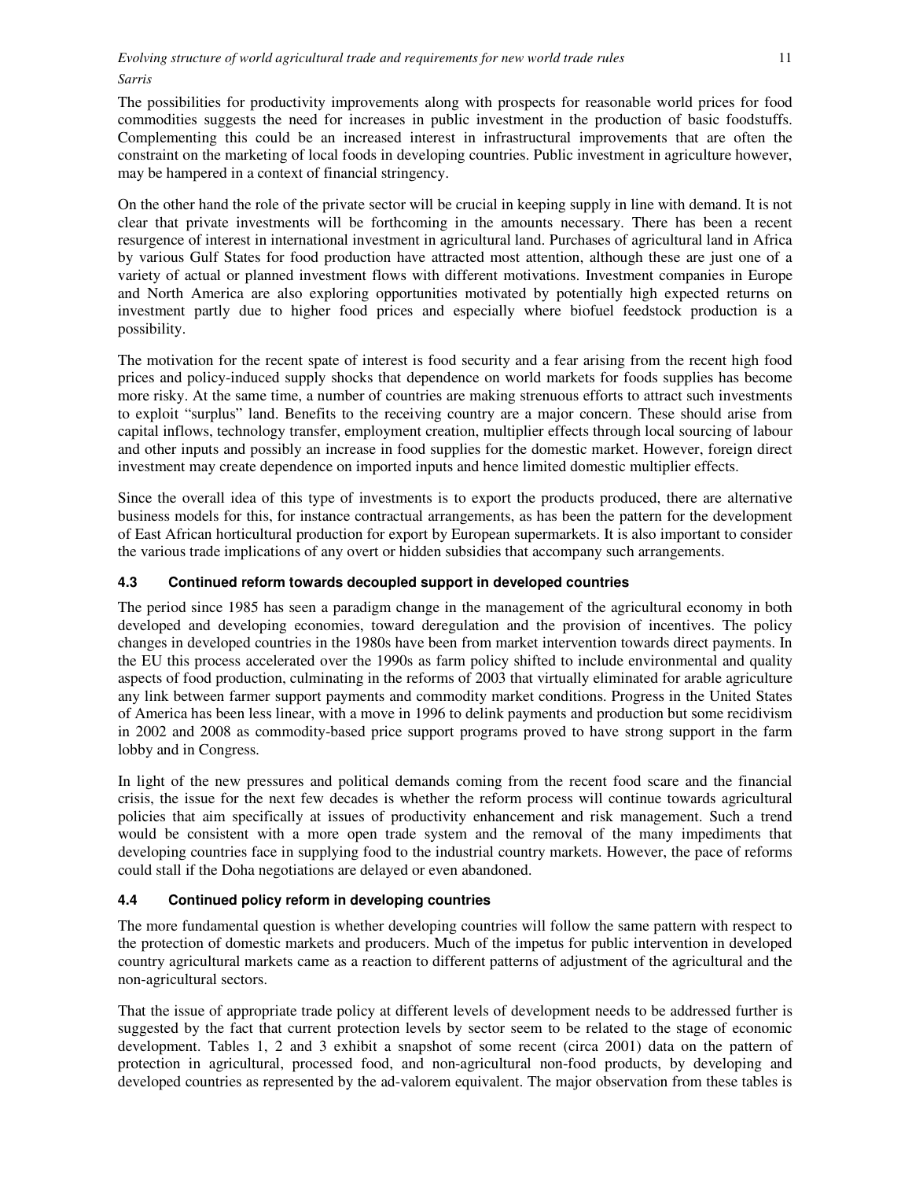The possibilities for productivity improvements along with prospects for reasonable world prices for food commodities suggests the need for increases in public investment in the production of basic foodstuffs. Complementing this could be an increased interest in infrastructural improvements that are often the constraint on the marketing of local foods in developing countries. Public investment in agriculture however, may be hampered in a context of financial stringency.

On the other hand the role of the private sector will be crucial in keeping supply in line with demand. It is not clear that private investments will be forthcoming in the amounts necessary. There has been a recent resurgence of interest in international investment in agricultural land. Purchases of agricultural land in Africa by various Gulf States for food production have attracted most attention, although these are just one of a variety of actual or planned investment flows with different motivations. Investment companies in Europe and North America are also exploring opportunities motivated by potentially high expected returns on investment partly due to higher food prices and especially where biofuel feedstock production is a possibility.

The motivation for the recent spate of interest is food security and a fear arising from the recent high food prices and policy-induced supply shocks that dependence on world markets for foods supplies has become more risky. At the same time, a number of countries are making strenuous efforts to attract such investments to exploit "surplus" land. Benefits to the receiving country are a major concern. These should arise from capital inflows, technology transfer, employment creation, multiplier effects through local sourcing of labour and other inputs and possibly an increase in food supplies for the domestic market. However, foreign direct investment may create dependence on imported inputs and hence limited domestic multiplier effects.

Since the overall idea of this type of investments is to export the products produced, there are alternative business models for this, for instance contractual arrangements, as has been the pattern for the development of East African horticultural production for export by European supermarkets. It is also important to consider the various trade implications of any overt or hidden subsidies that accompany such arrangements.

### 4.3 Continued reform towards decoupled support in developed countries

The period since 1985 has seen a paradigm change in the management of the agricultural economy in both developed and developing economies, toward deregulation and the provision of incentives. The policy changes in developed countries in the 1980s have been from market intervention towards direct payments. In the EU this process accelerated over the 1990s as farm policy shifted to include environmental and quality aspects of food production, culminating in the reforms of 2003 that virtually eliminated for arable agriculture any link between farmer support payments and commodity market conditions. Progress in the United States of America has been less linear, with a move in 1996 to delink payments and production but some recidivism in 2002 and 2008 as commodity-based price support programs proved to have strong support in the farm lobby and in Congress.

In light of the new pressures and political demands coming from the recent food scare and the financial crisis, the issue for the next few decades is whether the reform process will continue towards agricultural policies that aim specifically at issues of productivity enhancement and risk management. Such a trend would be consistent with a more open trade system and the removal of the many impediments that developing countries face in supplying food to the industrial country markets. However, the pace of reforms could stall if the Doha negotiations are delayed or even abandoned.

### 4.4 Continued policy reform in developing countries

The more fundamental question is whether developing countries will follow the same pattern with respect to the protection of domestic markets and producers. Much of the impetus for public intervention in developed country agricultural markets came as a reaction to different patterns of adjustment of the agricultural and the non-agricultural sectors.

That the issue of appropriate trade policy at different levels of development needs to be addressed further is suggested by the fact that current protection levels by sector seem to be related to the stage of economic development. Tables 1, 2 and 3 exhibit a snapshot of some recent (circa 2001) data on the pattern of protection in agricultural, processed food, and non-agricultural non-food products, by developing and developed countries as represented by the ad-valorem equivalent. The major observation from these tables is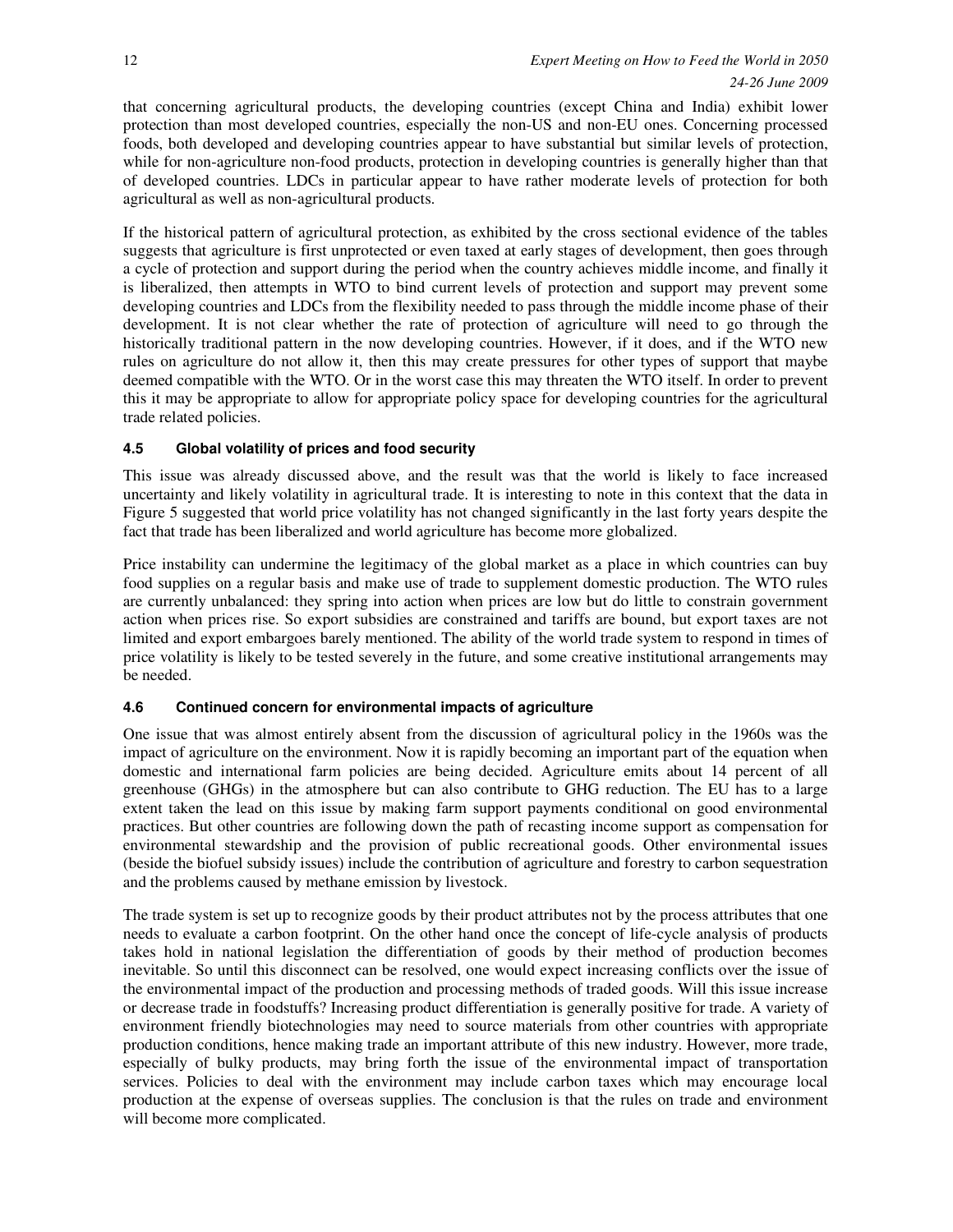that concerning agricultural products, the developing countries (except China and India) exhibit lower protection than most developed countries, especially the non-US and non-EU ones. Concerning processed foods, both developed and developing countries appear to have substantial but similar levels of protection, while for non-agriculture non-food products, protection in developing countries is generally higher than that of developed countries. LDCs in particular appear to have rather moderate levels of protection for both agricultural as well as non-agricultural products.

If the historical pattern of agricultural protection, as exhibited by the cross sectional evidence of the tables suggests that agriculture is first unprotected or even taxed at early stages of development, then goes through a cycle of protection and support during the period when the country achieves middle income, and finally it is liberalized, then attempts in WTO to bind current levels of protection and support may prevent some developing countries and LDCs from the flexibility needed to pass through the middle income phase of their development. It is not clear whether the rate of protection of agriculture will need to go through the historically traditional pattern in the now developing countries. However, if it does, and if the WTO new rules on agriculture do not allow it, then this may create pressures for other types of support that maybe deemed compatible with the WTO. Or in the worst case this may threaten the WTO itself. In order to prevent this it may be appropriate to allow for appropriate policy space for developing countries for the agricultural trade related policies.

### 4.5 Global volatility of prices and food security

This issue was already discussed above, and the result was that the world is likely to face increased uncertainty and likely volatility in agricultural trade. It is interesting to note in this context that the data in Figure 5 suggested that world price volatility has not changed significantly in the last forty years despite the fact that trade has been liberalized and world agriculture has become more globalized.

Price instability can undermine the legitimacy of the global market as a place in which countries can buy food supplies on a regular basis and make use of trade to supplement domestic production. The WTO rules are currently unbalanced: they spring into action when prices are low but do little to constrain government action when prices rise. So export subsidies are constrained and tariffs are bound, but export taxes are not limited and export embargoes barely mentioned. The ability of the world trade system to respond in times of price volatility is likely to be tested severely in the future, and some creative institutional arrangements may be needed.

### 4.6 Continued concern for environmental impacts of agriculture

One issue that was almost entirely absent from the discussion of agricultural policy in the 1960s was the impact of agriculture on the environment. Now it is rapidly becoming an important part of the equation when domestic and international farm policies are being decided. Agriculture emits about 14 percent of all greenhouse (GHGs) in the atmosphere but can also contribute to GHG reduction. The EU has to a large extent taken the lead on this issue by making farm support payments conditional on good environmental practices. But other countries are following down the path of recasting income support as compensation for environmental stewardship and the provision of public recreational goods. Other environmental issues (beside the biofuel subsidy issues) include the contribution of agriculture and forestry to carbon sequestration and the problems caused by methane emission by livestock.

The trade system is set up to recognize goods by their product attributes not by the process attributes that one needs to evaluate a carbon footprint. On the other hand once the concept of life-cycle analysis of products takes hold in national legislation the differentiation of goods by their method of production becomes inevitable. So until this disconnect can be resolved, one would expect increasing conflicts over the issue of the environmental impact of the production and processing methods of traded goods. Will this issue increase or decrease trade in foodstuffs? Increasing product differentiation is generally positive for trade. A variety of environment friendly biotechnologies may need to source materials from other countries with appropriate production conditions, hence making trade an important attribute of this new industry. However, more trade, especially of bulky products, may bring forth the issue of the environmental impact of transportation services. Policies to deal with the environment may include carbon taxes which may encourage local production at the expense of overseas supplies. The conclusion is that the rules on trade and environment will become more complicated.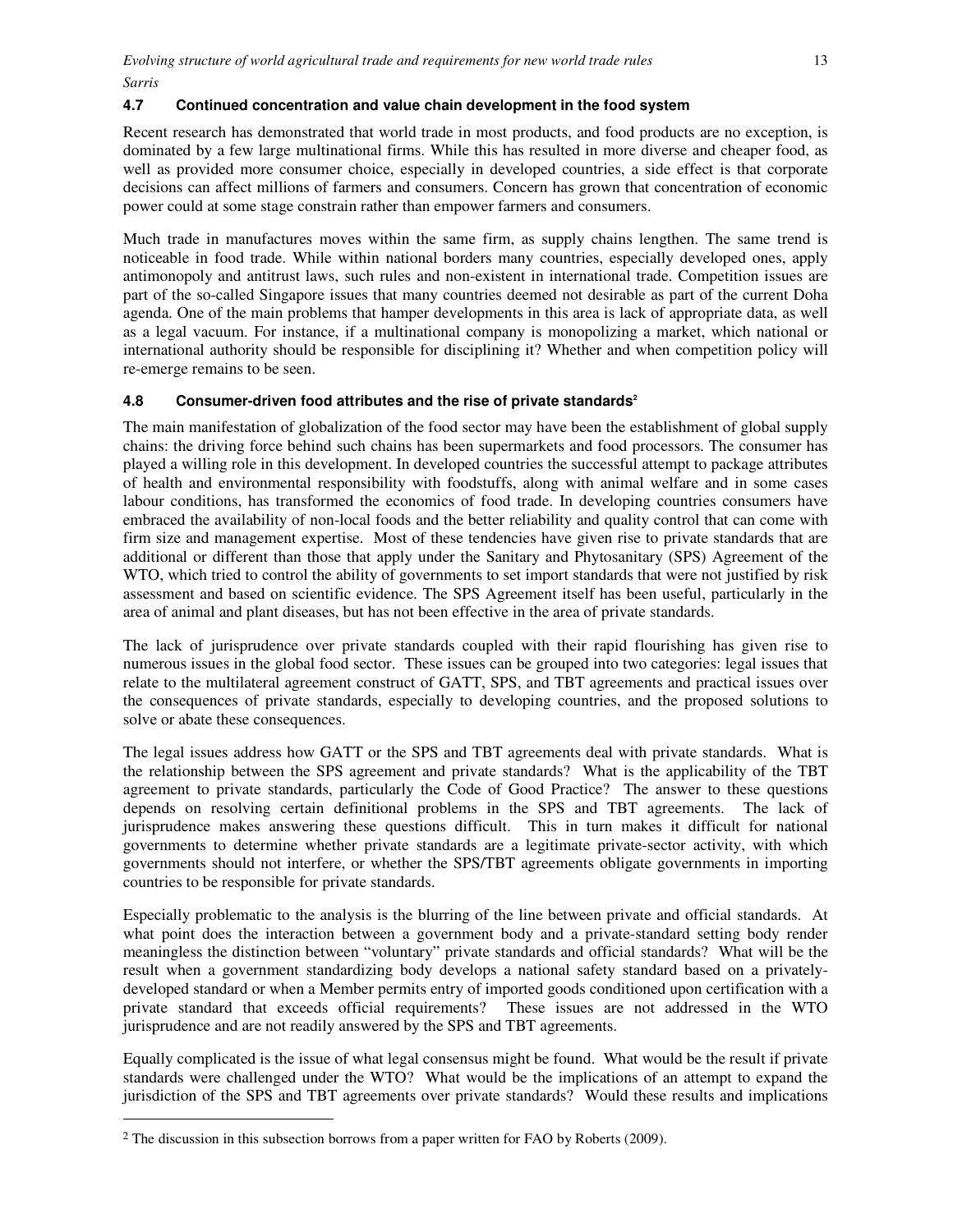### 4.7 Continued concentration and value chain development in the food system

Recent research has demonstrated that world trade in most products, and food products are no exception, is dominated by a few large multinational firms. While this has resulted in more diverse and cheaper food, as well as provided more consumer choice, especially in developed countries, a side effect is that corporate decisions can affect millions of farmers and consumers. Concern has grown that concentration of economic power could at some stage constrain rather than empower farmers and consumers.

Much trade in manufactures moves within the same firm, as supply chains lengthen. The same trend is noticeable in food trade. While within national borders many countries, especially developed ones, apply antimonopoly and antitrust laws, such rules and non-existent in international trade. Competition issues are part of the so-called Singapore issues that many countries deemed not desirable as part of the current Doha agenda. One of the main problems that hamper developments in this area is lack of appropriate data, as well as a legal vacuum. For instance, if a multinational company is monopolizing a market, which national or international authority should be responsible for disciplining it? Whether and when competition policy will re-emerge remains to be seen.

### 4.8 Consumer-driven food attributes and the rise of private standards[2]

The main manifestation of globalization of the food sector may have been the establishment of global supply chains: the driving force behind such chains has been supermarkets and food processors. The consumer has played a willing role in this development. In developed countries the successful attempt to package attributes of health and environmental responsibility with foodstuffs, along with animal welfare and in some cases labour conditions, has transformed the economics of food trade. In developing countries consumers have embraced the availability of non-local foods and the better reliability and quality control that can come with firm size and management expertise. Most of these tendencies have given rise to private standards that are additional or different than those that apply under the Sanitary and Phytosanitary (SPS) Agreement of the WTO, which tried to control the ability of governments to set import standards that were not justified by risk assessment and based on scientific evidence. The SPS Agreement itself has been useful, particularly in the area of animal and plant diseases, but has not been effective in the area of private standards.

The lack of jurisprudence over private standards coupled with their rapid flourishing has given rise to numerous issues in the global food sector. These issues can be grouped into two categories: legal issues that relate to the multilateral agreement construct of GATT, SPS, and TBT agreements and practical issues over the consequences of private standards, especially to developing countries, and the proposed solutions to solve or abate these consequences.

The legal issues address how GATT or the SPS and TBT agreements deal with private standards. What is the relationship between the SPS agreement and private standards? What is the applicability of the TBT agreement to private standards, particularly the Code of Good Practice? The answer to these questions depends on resolving certain definitional problems in the SPS and TBT agreements. The lack of jurisprudence makes answering these questions difficult. This in turn makes it difficult for national governments to determine whether private standards are a legitimate private-sector activity, with which governments should not interfere, or whether the SPS/TBT agreements obligate governments in importing countries to be responsible for private standards.

Especially problematic to the analysis is the blurring of the line between private and official standards. At what point does the interaction between a government body and a private-standard setting body render meaningless the distinction between "voluntary" private standards and official standards? What will be the result when a government standardizing body develops a national safety standard based on a privately-developed standard or when a Member permits entry of imported goods conditioned upon certification with a private standard that exceeds official requirements? These issues are not addressed in the WTO jurisprudence and are not readily answered by the SPS and TBT agreements.

Equally complicated is the issue of what legal consensus might be found. What would be the result if private standards were challenged under the WTO? What would be the implications of an attempt to expand the jurisdiction of the SPS and TBT agreements over private standards? Would these results and implications

[2] The discussion in this subsection borrows from a paper written for FAO by Roberts (2009).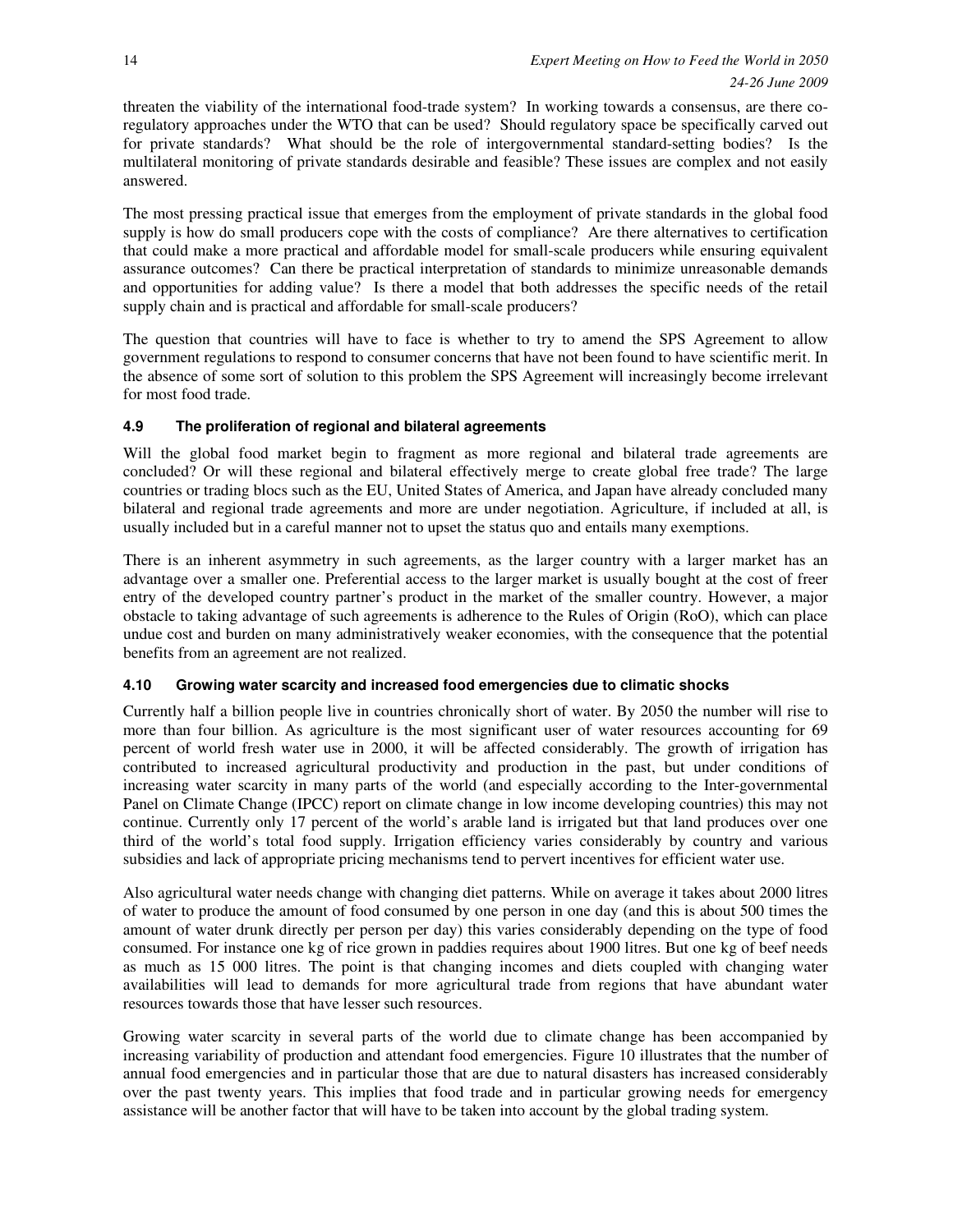threaten the viability of the international food-trade system? In working towards a consensus, are there co-regulatory approaches under the WTO that can be used? Should regulatory space be specifically carved out for private standards? What should be the role of intergovernmental standard-setting bodies? Is the multilateral monitoring of private standards desirable and feasible? These issues are complex and not easily answered.

The most pressing practical issue that emerges from the employment of private standards in the global food supply is how do small producers cope with the costs of compliance? Are there alternatives to certification that could make a more practical and affordable model for small-scale producers while ensuring equivalent assurance outcomes? Can there be practical interpretation of standards to minimize unreasonable demands and opportunities for adding value? Is there a model that both addresses the specific needs of the retail supply chain and is practical and affordable for small-scale producers?

The question that countries will have to face is whether to try to amend the SPS Agreement to allow government regulations to respond to consumer concerns that have not been found to have scientific merit. In the absence of some sort of solution to this problem the SPS Agreement will increasingly become irrelevant for most food trade.

### 4.9 The proliferation of regional and bilateral agreements

Will the global food market begin to fragment as more regional and bilateral trade agreements are concluded? Or will these regional and bilateral effectively merge to create global free trade? The large countries or trading blocs such as the EU, United States of America, and Japan have already concluded many bilateral and regional trade agreements and more are under negotiation. Agriculture, if included at all, is usually included but in a careful manner not to upset the status quo and entails many exemptions.

There is an inherent asymmetry in such agreements, as the larger country with a larger market has an advantage over a smaller one. Preferential access to the larger market is usually bought at the cost of freer entry of the developed country partner's product in the market of the smaller country. However, a major obstacle to taking advantage of such agreements is adherence to the Rules of Origin (RoO), which can place undue cost and burden on many administratively weaker economies, with the consequence that the potential benefits from an agreement are not realized.

### 4.10 Growing water scarcity and increased food emergencies due to climatic shocks

Currently half a billion people live in countries chronically short of water. By 2050 the number will rise to more than four billion. As agriculture is the most significant user of water resources accounting for 69 percent of world fresh water use in 2000, it will be affected considerably. The growth of irrigation has contributed to increased agricultural productivity and production in the past, but under conditions of increasing water scarcity in many parts of the world (and especially according to the Inter-governmental Panel on Climate Change (IPCC) report on climate change in low income developing countries) this may not continue. Currently only 17 percent of the world's arable land is irrigated but that land produces over one third of the world's total food supply. Irrigation efficiency varies considerably by country and various subsidies and lack of appropriate pricing mechanisms tend to pervert incentives for efficient water use.

Also agricultural water needs change with changing diet patterns. While on average it takes about 2000 litres of water to produce the amount of food consumed by one person in one day (and this is about 500 times the amount of water drunk directly per person per day) this varies considerably depending on the type of food consumed. For instance one kg of rice grown in paddies requires about 1900 litres. But one kg of beef needs as much as 15 000 litres. The point is that changing incomes and diets coupled with changing water availabilities will lead to demands for more agricultural trade from regions that have abundant water resources towards those that have lesser such resources.

Growing water scarcity in several parts of the world due to climate change has been accompanied by increasing variability of production and attendant food emergencies. Figure 10 illustrates that the number of annual food emergencies and in particular those that are due to natural disasters has increased considerably over the past twenty years. This implies that food trade and in particular growing needs for emergency assistance will be another factor that will have to be taken into account by the global trading system.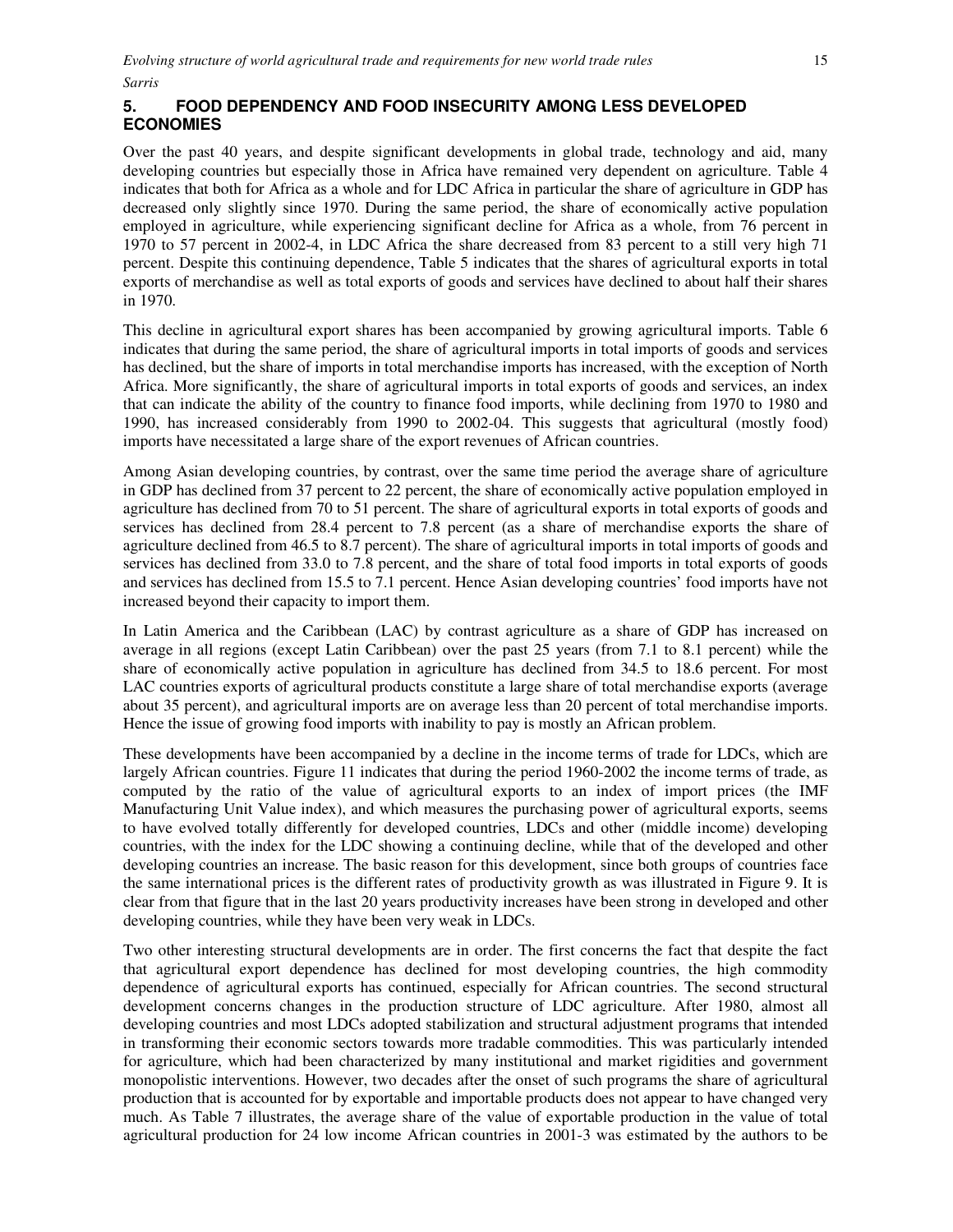## 5. FOOD DEPENDENCY AND FOOD INSECURITY AMONG LESS DEVELOPED ECONOMIES

Over the past 40 years, and despite significant developments in global trade, technology and aid, many developing countries but especially those in Africa have remained very dependent on agriculture. Table 4 indicates that both for Africa as a whole and for LDC Africa in particular the share of agriculture in GDP has decreased only slightly since 1970. During the same period, the share of economically active population employed in agriculture, while experiencing significant decline for Africa as a whole, from 76 percent in 1970 to 57 percent in 2002-4, in LDC Africa the share decreased from 83 percent to a still very high 71 percent. Despite this continuing dependence, Table 5 indicates that the shares of agricultural exports in total exports of merchandise as well as total exports of goods and services have declined to about half their shares in 1970.

This decline in agricultural export shares has been accompanied by growing agricultural imports. Table 6 indicates that during the same period, the share of agricultural imports in total imports of goods and services has declined, but the share of imports in total merchandise imports has increased, with the exception of North Africa. More significantly, the share of agricultural imports in total exports of goods and services, an index that can indicate the ability of the country to finance food imports, while declining from 1970 to 1980 and 1990, has increased considerably from 1990 to 2002-04. This suggests that agricultural (mostly food) imports have necessitated a large share of the export revenues of African countries.

Among Asian developing countries, by contrast, over the same time period the average share of agriculture in GDP has declined from 37 percent to 22 percent, the share of economically active population employed in agriculture has declined from 70 to 51 percent. The share of agricultural exports in total exports of goods and services has declined from 28.4 percent to 7.8 percent (as a share of merchandise exports the share of agriculture declined from 46.5 to 8.7 percent). The share of agricultural imports in total imports of goods and services has declined from 33.0 to 7.8 percent, and the share of total food imports in total exports of goods and services has declined from 15.5 to 7.1 percent. Hence Asian developing countries' food imports have not increased beyond their capacity to import them.

In Latin America and the Caribbean (LAC) by contrast agriculture as a share of GDP has increased on average in all regions (except Latin Caribbean) over the past 25 years (from 7.1 to 8.1 percent) while the share of economically active population in agriculture has declined from 34.5 to 18.6 percent. For most LAC countries exports of agricultural products constitute a large share of total merchandise exports (average about 35 percent), and agricultural imports are on average less than 20 percent of total merchandise imports. Hence the issue of growing food imports with inability to pay is mostly an African problem.

These developments have been accompanied by a decline in the income terms of trade for LDCs, which are largely African countries. Figure 11 indicates that during the period 1960-2002 the income terms of trade, as computed by the ratio of the value of agricultural exports to an index of import prices (the IMF Manufacturing Unit Value index), and which measures the purchasing power of agricultural exports, seems to have evolved totally differently for developed countries, LDCs and other (middle income) developing countries, with the index for the LDC showing a continuing decline, while that of the developed and other developing countries an increase. The basic reason for this development, since both groups of countries face the same international prices is the different rates of productivity growth as was illustrated in Figure 9. It is clear from that figure that in the last 20 years productivity increases have been strong in developed and other developing countries, while they have been very weak in LDCs.

Two other interesting structural developments are in order. The first concerns the fact that despite the fact that agricultural export dependence has declined for most developing countries, the high commodity dependence of agricultural exports has continued, especially for African countries. The second structural development concerns changes in the production structure of LDC agriculture. After 1980, almost all developing countries and most LDCs adopted stabilization and structural adjustment programs that intended in transforming their economic sectors towards more tradable commodities. This was particularly intended for agriculture, which had been characterized by many institutional and market rigidities and government monopolistic interventions. However, two decades after the onset of such programs the share of agricultural production that is accounted for by exportable and importable products does not appear to have changed very much. As Table 7 illustrates, the average share of the value of exportable production in the value of total agricultural production for 24 low income African countries in 2001-3 was estimated by the authors to be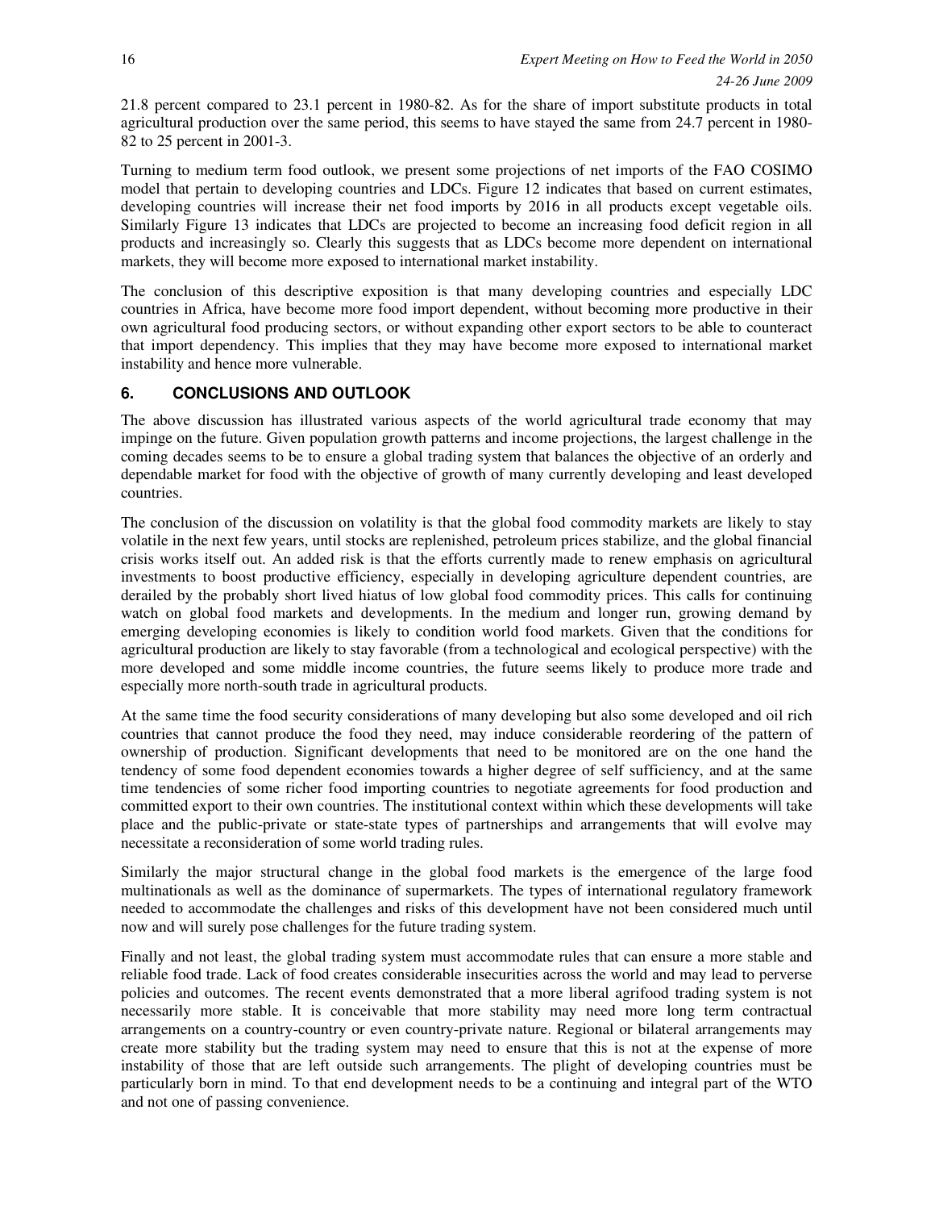21.8 percent compared to 23.1 percent in 1980-82. As for the share of import substitute products in total agricultural production over the same period, this seems to have stayed the same from 24.7 percent in 1980-82 to 25 percent in 2001-3.

Turning to medium term food outlook, we present some projections of net imports of the FAO COSIMO model that pertain to developing countries and LDCs. Figure 12 indicates that based on current estimates, developing countries will increase their net food imports by 2016 in all products except vegetable oils. Similarly Figure 13 indicates that LDCs are projected to become an increasing food deficit region in all products and increasingly so. Clearly this suggests that as LDCs become more dependent on international markets, they will become more exposed to international market instability.

The conclusion of this descriptive exposition is that many developing countries and especially LDC countries in Africa, have become more food import dependent, without becoming more productive in their own agricultural food producing sectors, or without expanding other export sectors to be able to counteract that import dependency. This implies that they may have become more exposed to international market instability and hence more vulnerable.

## 6. CONCLUSIONS AND OUTLOOK

The above discussion has illustrated various aspects of the world agricultural trade economy that may impinge on the future. Given population growth patterns and income projections, the largest challenge in the coming decades seems to be to ensure a global trading system that balances the objective of an orderly and dependable market for food with the objective of growth of many currently developing and least developed countries.

The conclusion of the discussion on volatility is that the global food commodity markets are likely to stay volatile in the next few years, until stocks are replenished, petroleum prices stabilize, and the global financial crisis works itself out. An added risk is that the efforts currently made to renew emphasis on agricultural investments to boost productive efficiency, especially in developing agriculture dependent countries, are derailed by the probably short lived hiatus of low global food commodity prices. This calls for continuing watch on global food markets and developments. In the medium and longer run, growing demand by emerging developing economies is likely to condition world food markets. Given that the conditions for agricultural production are likely to stay favorable (from a technological and ecological perspective) with the more developed and some middle income countries, the future seems likely to produce more trade and especially more north-south trade in agricultural products.

At the same time the food security considerations of many developing but also some developed and oil rich countries that cannot produce the food they need, may induce considerable reordering of the pattern of ownership of production. Significant developments that need to be monitored are on the one hand the tendency of some food dependent economies towards a higher degree of self sufficiency, and at the same time tendencies of some richer food importing countries to negotiate agreements for food production and committed export to their own countries. The institutional context within which these developments will take place and the public-private or state-state types of partnerships and arrangements that will evolve may necessitate a reconsideration of some world trading rules.

Similarly the major structural change in the global food markets is the emergence of the large food multinationals as well as the dominance of supermarkets. The types of international regulatory framework needed to accommodate the challenges and risks of this development have not been considered much until now and will surely pose challenges for the future trading system.

Finally and not least, the global trading system must accommodate rules that can ensure a more stable and reliable food trade. Lack of food creates considerable insecurities across the world and may lead to perverse policies and outcomes. The recent events demonstrated that a more liberal agrifood trading system is not necessarily more stable. It is conceivable that more stability may need more long term contractual arrangements on a country-country or even country-private nature. Regional or bilateral arrangements may create more stability but the trading system may need to ensure that this is not at the expense of more instability of those that are left outside such arrangements. The plight of developing countries must be particularly born in mind. To that end development needs to be a continuing and integral part of the WTO and not one of passing convenience.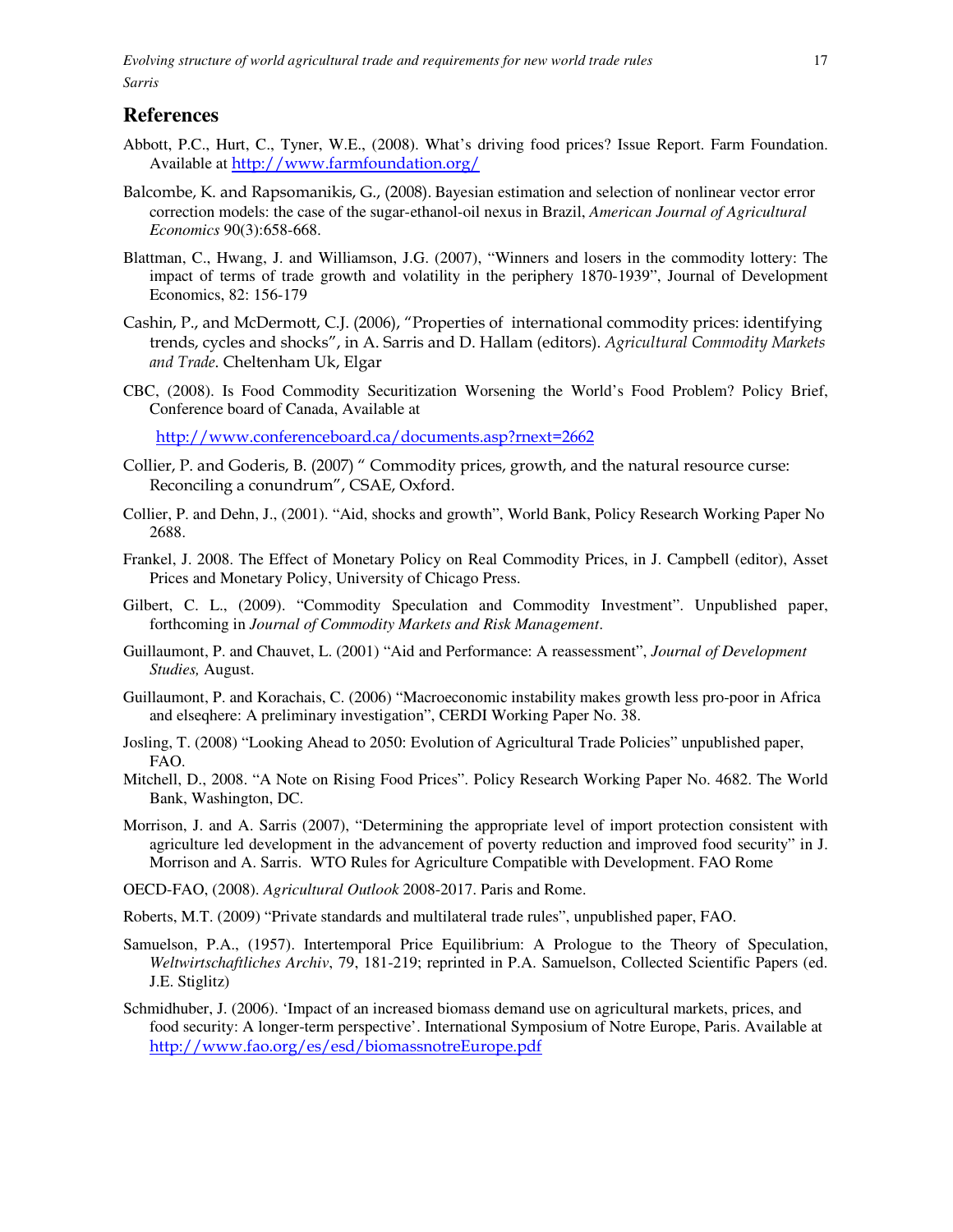## References

Abbott, P.C., Hurt, C., Tyner, W.E., (2008). What's driving food prices? Issue Report. Farm Foundation. Available at http://www.farmfoundation.org/

Balcombe, K. and Rapsomanikis, G., (2008). Bayesian estimation and selection of nonlinear vector error correction models: the case of the sugar-ethanol-oil nexus in Brazil, *American Journal of Agricultural Economics* 90(3):658-668.

Blattman, C., Hwang, J. and Williamson, J.G. (2007), "Winners and losers in the commodity lottery: The impact of terms of trade growth and volatility in the periphery 1870-1939", Journal of Development Economics, 82: 156-179

Cashin, P., and McDermott, C.J. (2006), "Properties of international commodity prices: identifying trends, cycles and shocks", in A. Sarris and D. Hallam (editors). *Agricultural Commodity Markets and Trade*. Cheltenham Uk, Elgar

CBC, (2008). Is Food Commodity Securitization Worsening the World's Food Problem? Policy Brief, Conference board of Canada, Available at

http://www.conferenceboard.ca/documents.asp?rnext=2662

Collier, P. and Goderis, B. (2007) " Commodity prices, growth, and the natural resource curse: Reconciling a conundrum", CSAE, Oxford.

Collier, P. and Dehn, J., (2001). "Aid, shocks and growth", World Bank, Policy Research Working Paper No 2688.

Frankel, J. 2008. The Effect of Monetary Policy on Real Commodity Prices, in J. Campbell (editor), Asset Prices and Monetary Policy, University of Chicago Press.

Gilbert, C. L., (2009). "Commodity Speculation and Commodity Investment". Unpublished paper, forthcoming in *Journal of Commodity Markets and Risk Management*.

Guillaumont, P. and Chauvet, L. (2001) "Aid and Performance: A reassessment", *Journal of Development Studies,* August.

Guillaumont, P. and Korachais, C. (2006) "Macroeconomic instability makes growth less pro-poor in Africa and elseqhere: A preliminary investigation", CERDI Working Paper No. 38.

Josling, T. (2008) "Looking Ahead to 2050: Evolution of Agricultural Trade Policies" unpublished paper, FAO.

Mitchell, D., 2008. "A Note on Rising Food Prices". Policy Research Working Paper No. 4682. The World Bank, Washington, DC.

Morrison, J. and A. Sarris (2007), "Determining the appropriate level of import protection consistent with agriculture led development in the advancement of poverty reduction and improved food security" in J. Morrison and A. Sarris. WTO Rules for Agriculture Compatible with Development. FAO Rome

OECD-FAO, (2008). *Agricultural Outlook* 2008-2017. Paris and Rome.

Roberts, M.T. (2009) "Private standards and multilateral trade rules", unpublished paper, FAO.

Samuelson, P.A., (1957). Intertemporal Price Equilibrium: A Prologue to the Theory of Speculation, *Weltwirtschaftliches Archiv*, 79, 181-219; reprinted in P.A. Samuelson, Collected Scientific Papers (ed. J.E. Stiglitz)

Schmidhuber, J. (2006). 'Impact of an increased biomass demand use on agricultural markets, prices, and food security: A longer-term perspective'. International Symposium of Notre Europe, Paris. Available at http://www.fao.org/es/esd/biomassnotreEurope.pdf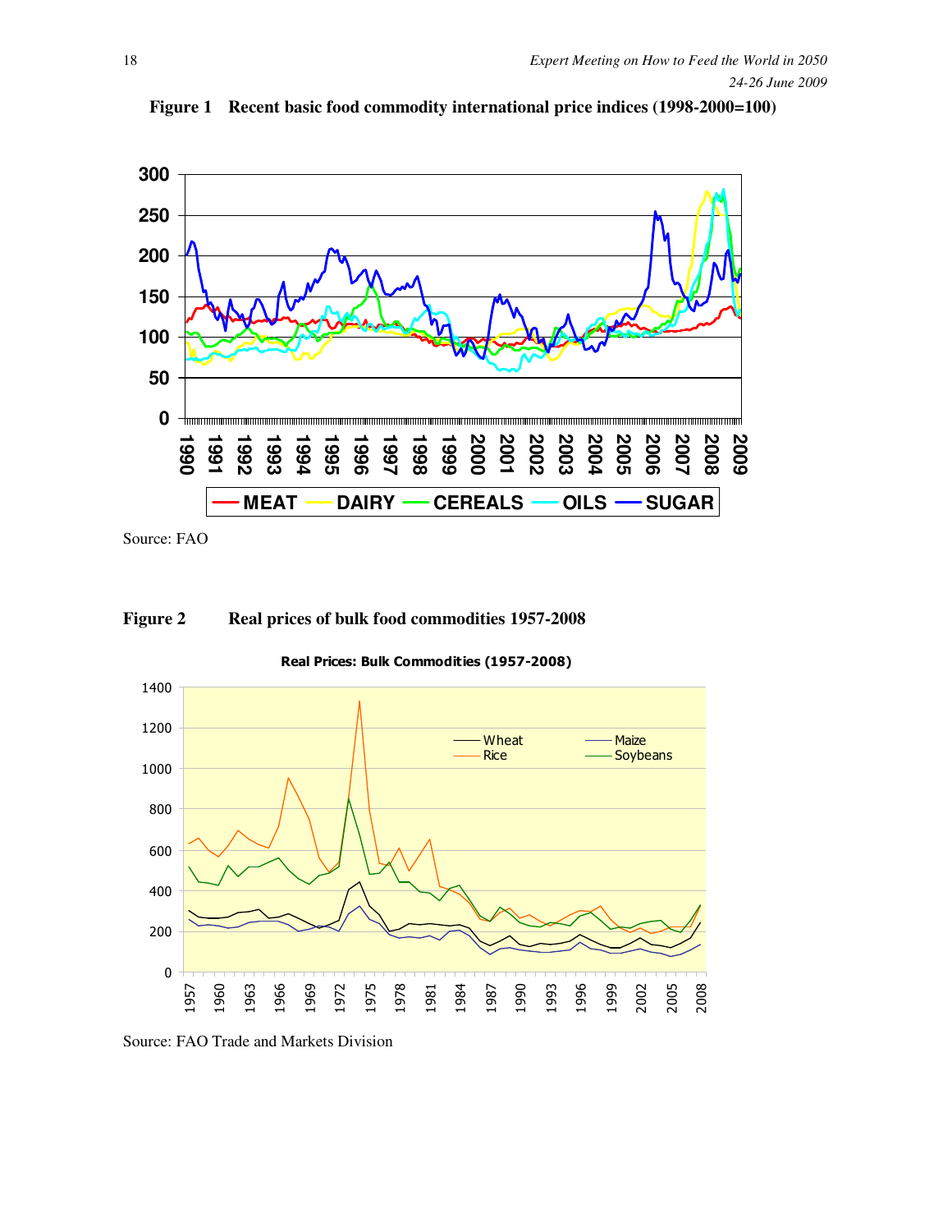**Figure 1 Recent basic food commodity international price indices (1998-2000=100)**

Source: FAO

**Figure 2 Real prices of bulk food commodities 1957-2008**

Source: FAO Trade and Markets Division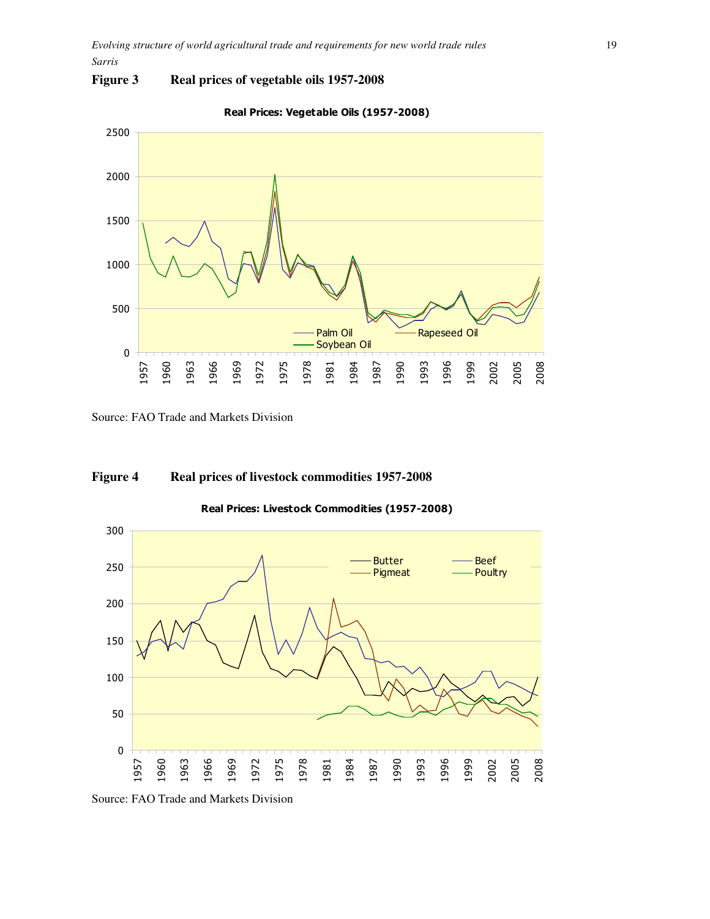**Figure 3 Real prices of vegetable oils 1957-2008**

Source: FAO Trade and Markets Division

**Figure 4 Real prices of livestock commodities 1957-2008**

Source: FAO Trade and Markets Division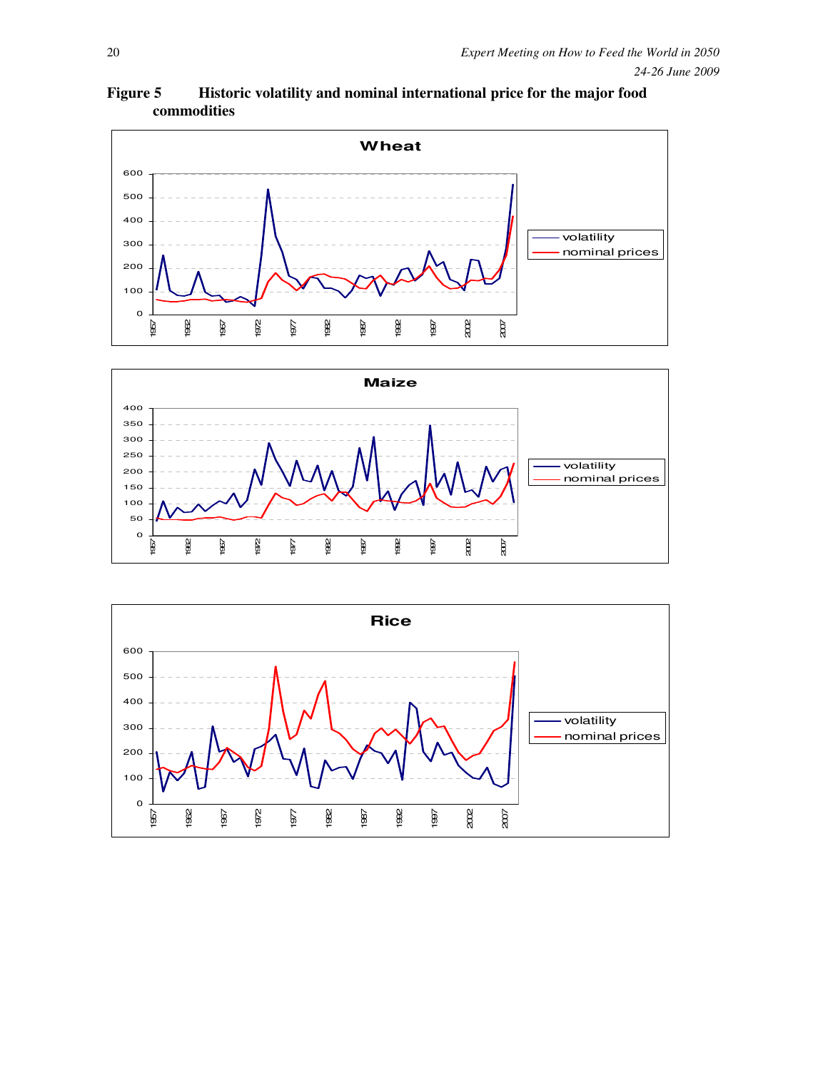**Figure 5 Historic volatility and nominal international price for the major food commodities**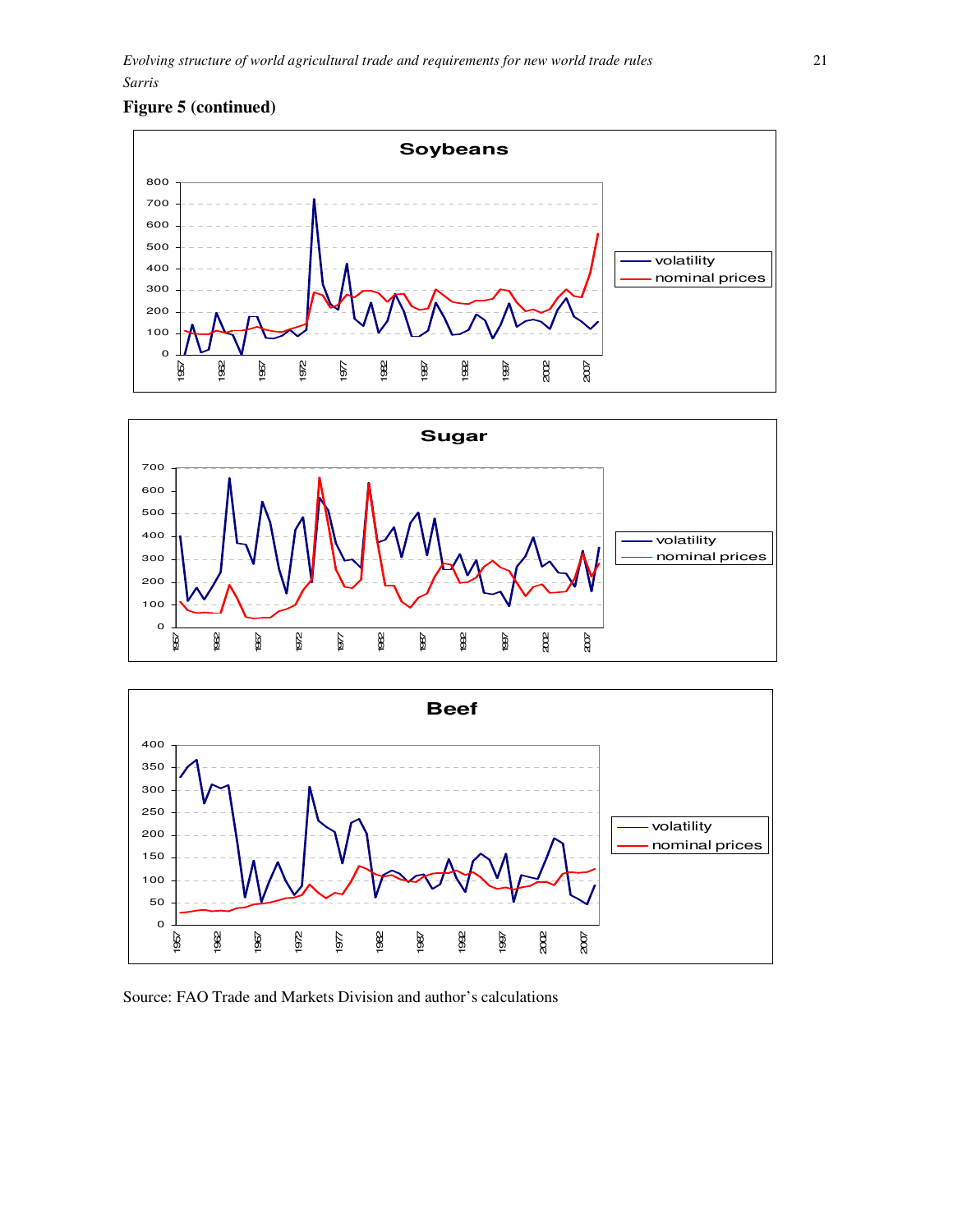**Figure 5 (continued)**

Source: FAO Trade and Markets Division and author's calculations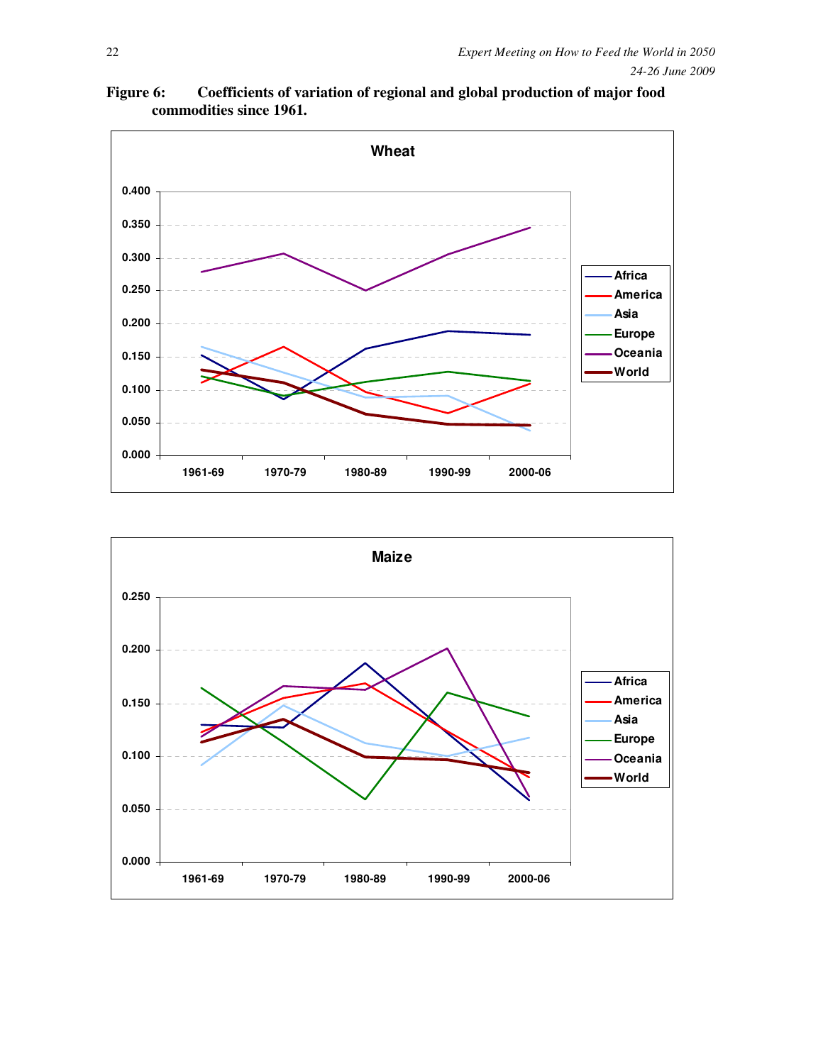**Figure 6: Coefficients of variation of regional and global production of major food commodities since 1961.**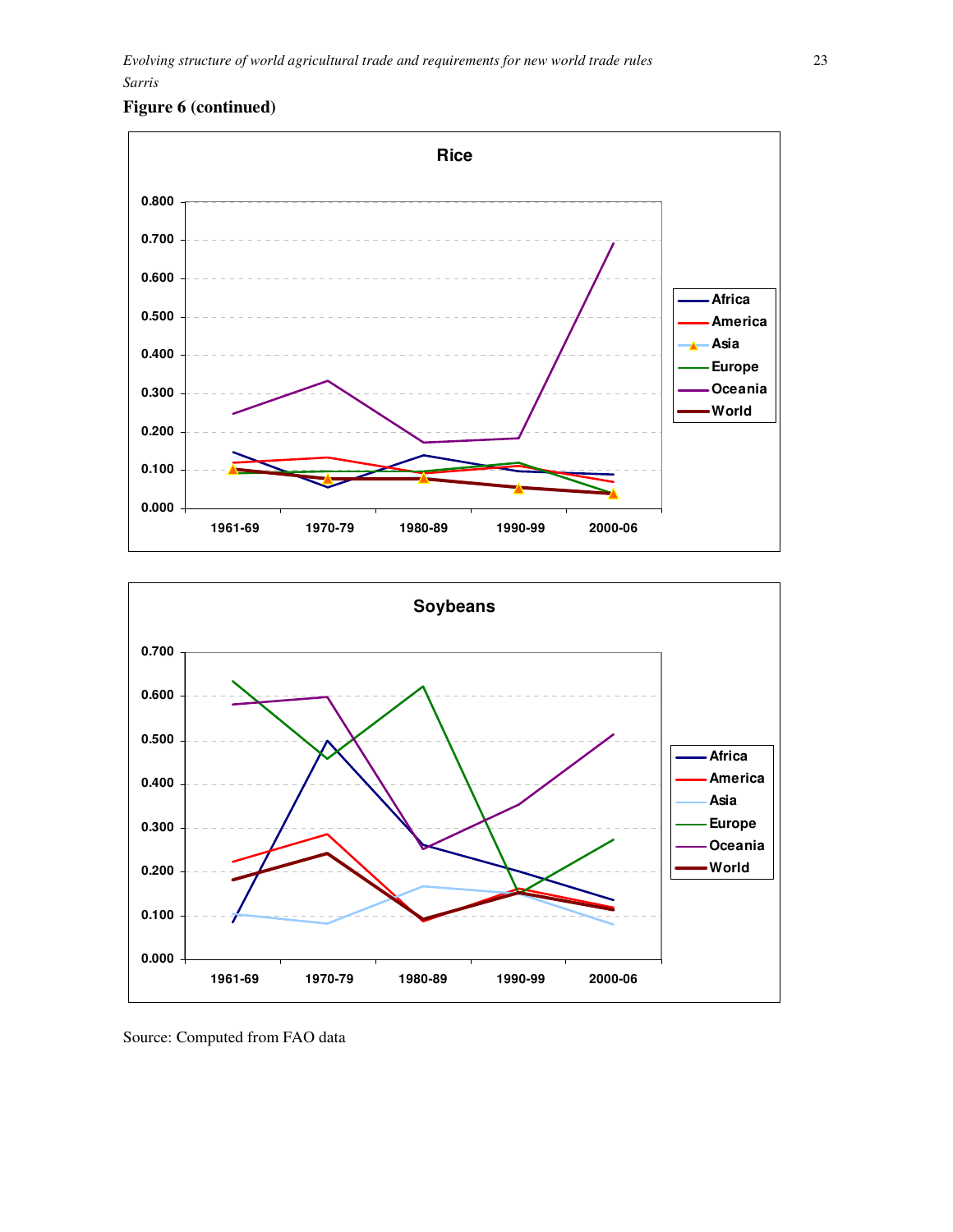**Figure 6 (continued)**

Source: Computed from FAO data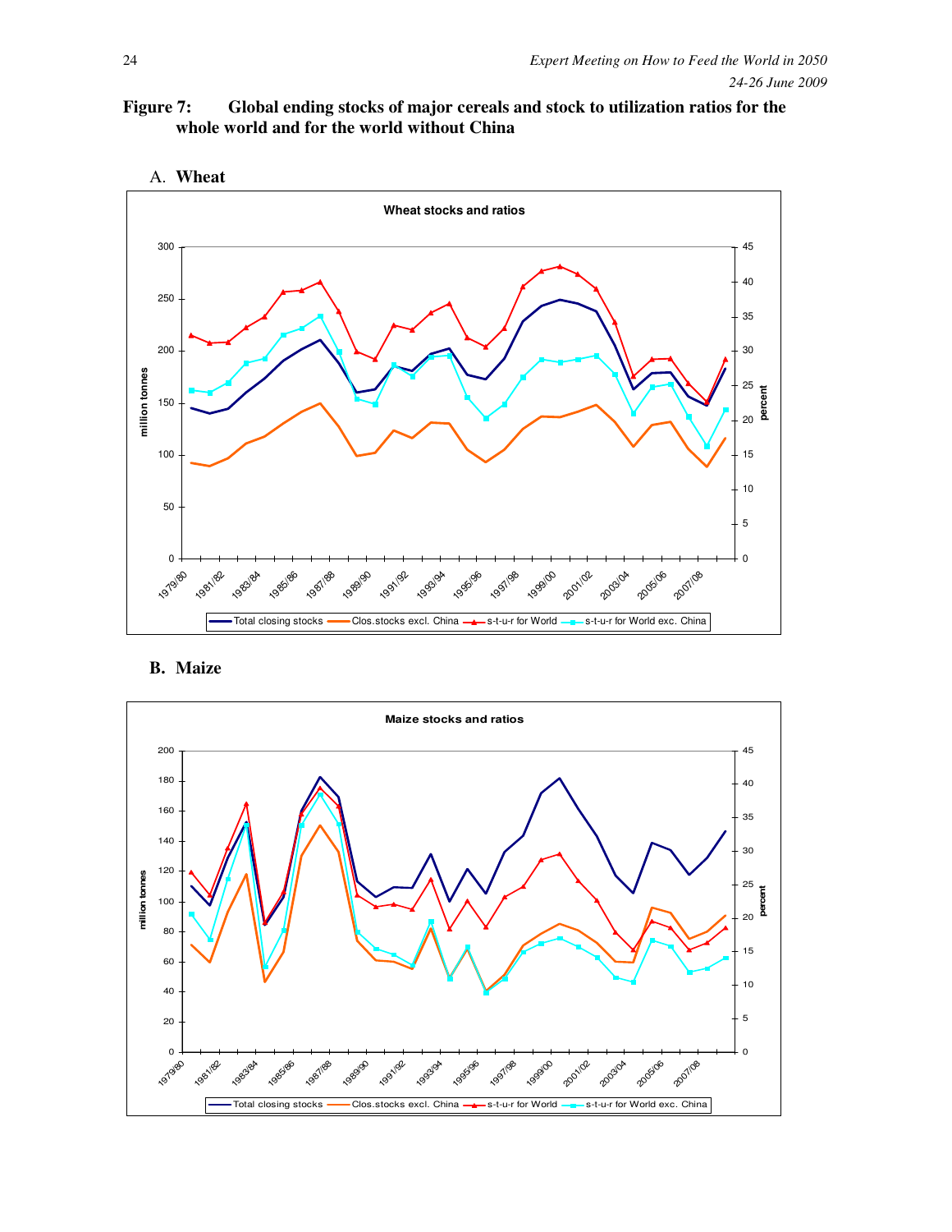**Figure 7: Global ending stocks of major cereals and stock to utilization ratios for the whole world and for the world without China**

A. **Wheat**

B. **Maize**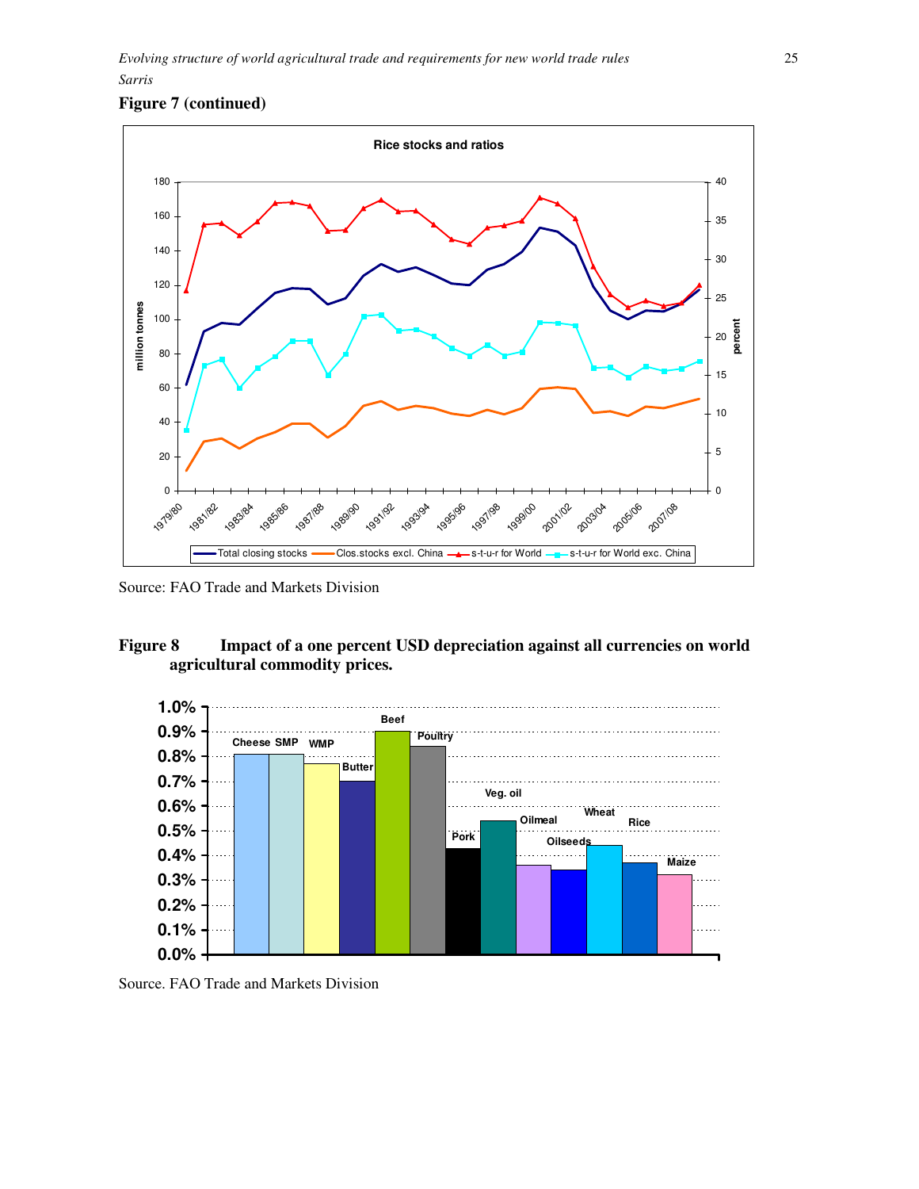**Figure 7 (continued)**

Source: FAO Trade and Markets Division

**Figure 8 Impact of a one percent USD depreciation against all currencies on world agricultural commodity prices.**

Source. FAO Trade and Markets Division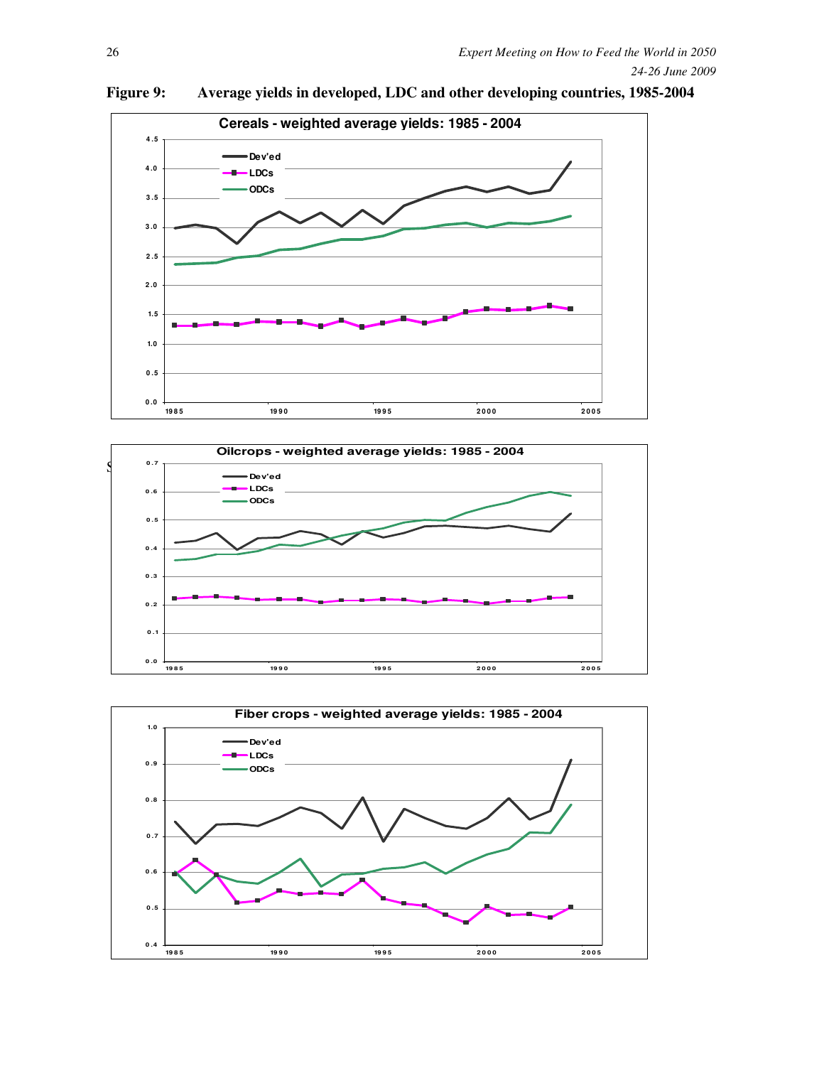**Figure 9: Average yields in developed, LDC and other developing countries, 1985-2004**

Cereals - weighted average yields: 1985 - 2004

Oilcrops - weighted average yields: 1985 - 2004

Fiber crops - weighted average yields: 1985 - 2004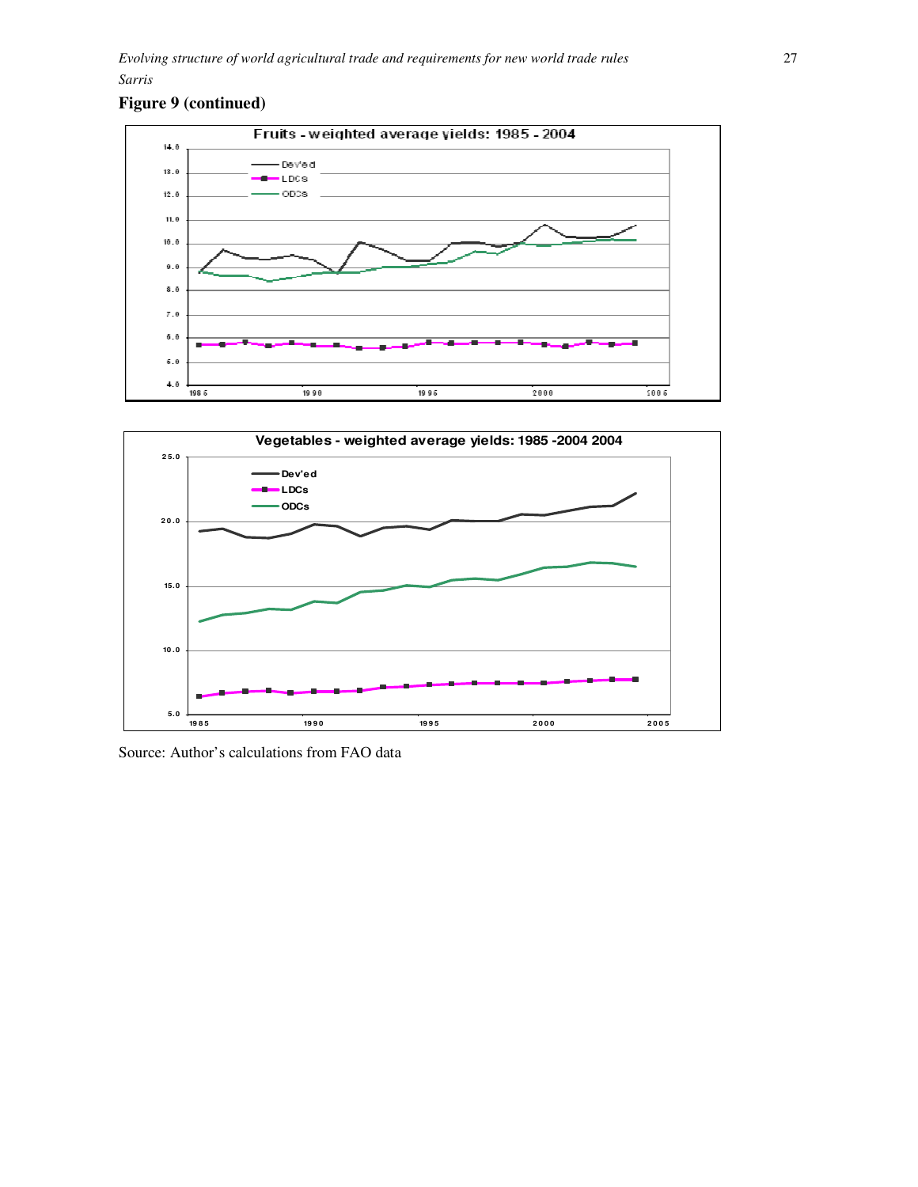**Figure 9 (continued)**

Source: Author's calculations from FAO data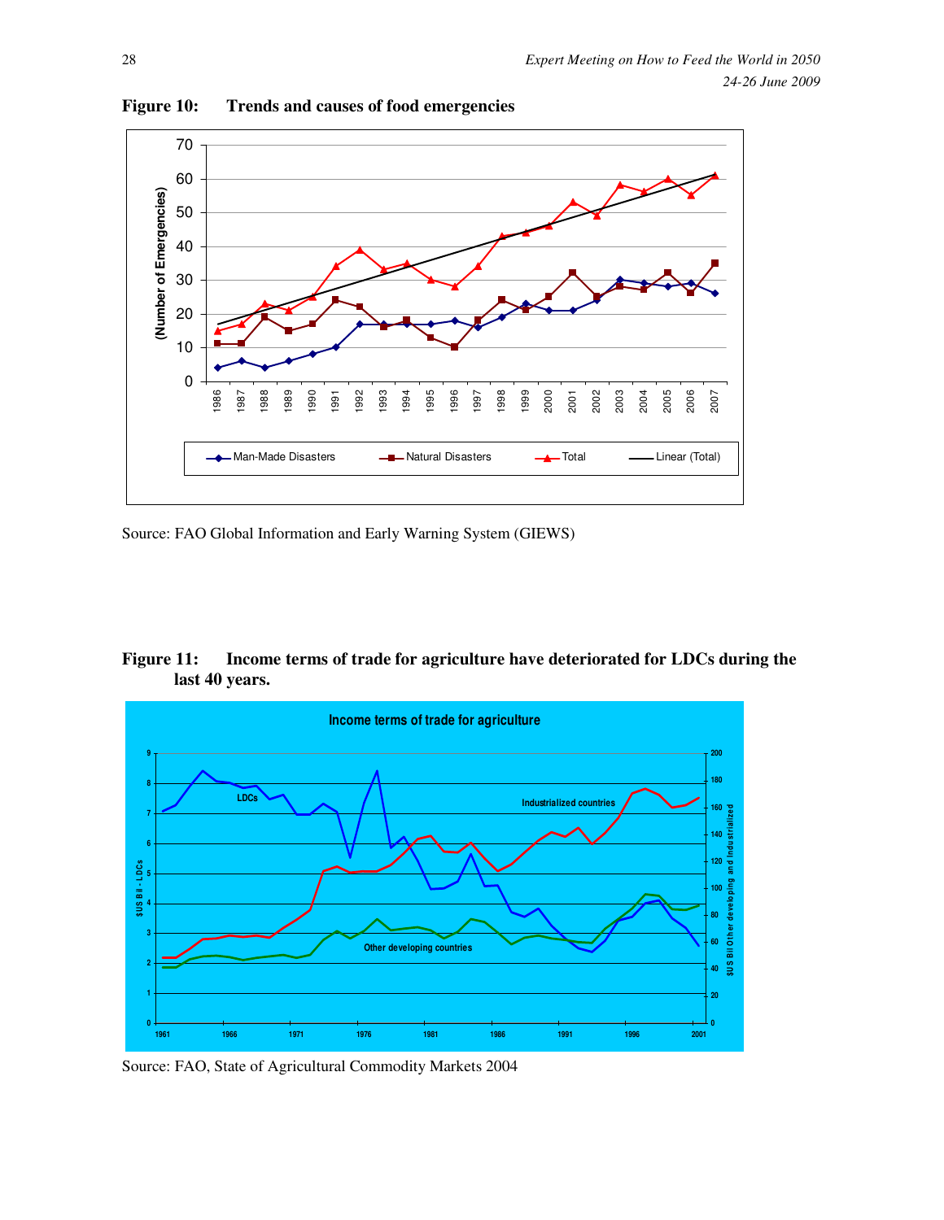**Figure 10: Trends and causes of food emergencies**

Source: FAO Global Information and Early Warning System (GIEWS)

**Figure 11: Income terms of trade for agriculture have deteriorated for LDCs during the last 40 years.**

Source: FAO, State of Agricultural Commodity Markets 2004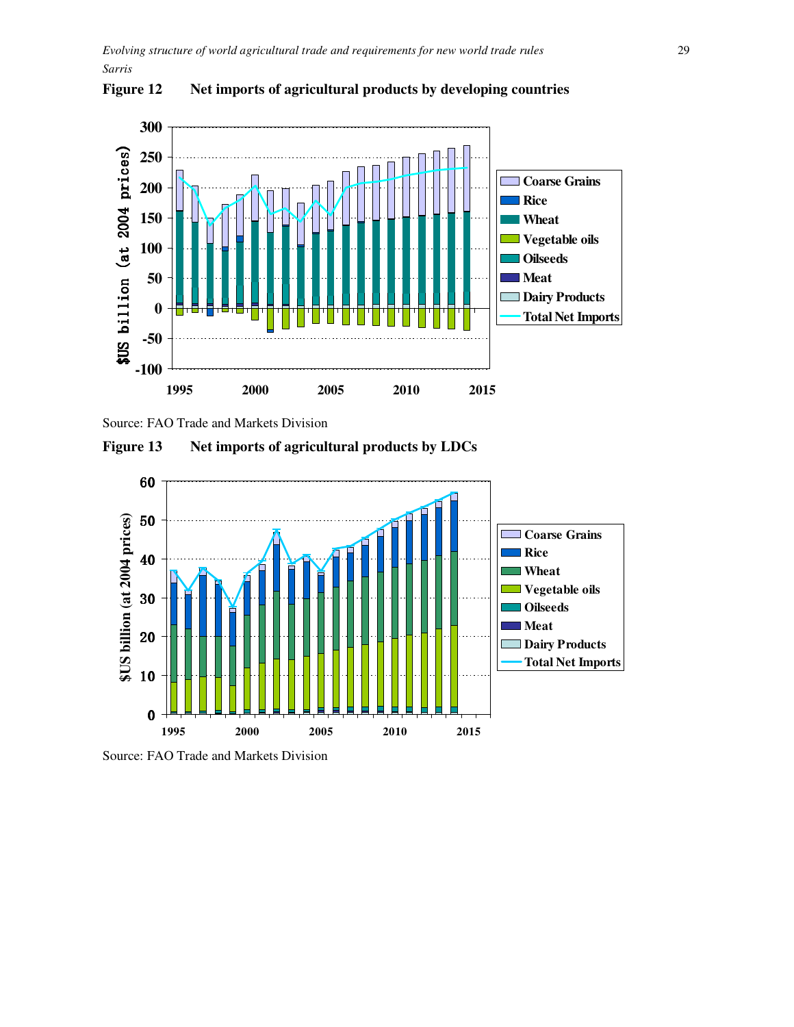**Figure 12 Net imports of agricultural products by developing countries**

Source: FAO Trade and Markets Division

**Figure 13 Net imports of agricultural products by LDCs**

Source: FAO Trade and Markets Division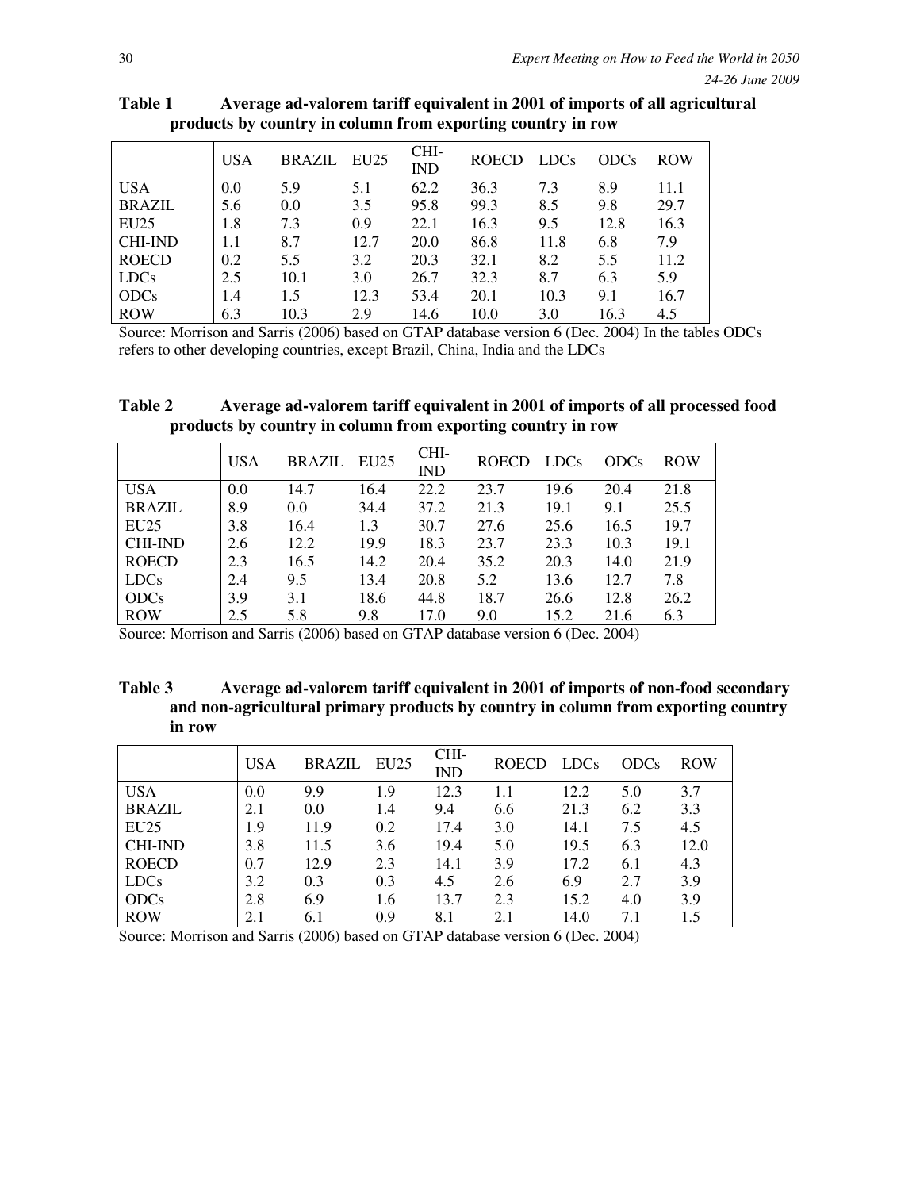**Table 1 Average ad-valorem tariff equivalent in 2001 of imports of all agricultural products by country in column from exporting country in row**

| | USA | BRAZIL | EU25 | CHI-IND | ROECD | LDCs | ODCs | ROW |
|---|---|---|---|---|---|---|---|---|
| USA | 0.0 | 5.9 | 5.1 | 62.2 | 36.3 | 7.3 | 8.9 | 11.1 |
| BRAZIL | 5.6 | 0.0 | 3.5 | 95.8 | 99.3 | 8.5 | 9.8 | 29.7 |
| EU25 | 1.8 | 7.3 | 0.9 | 22.1 | 16.3 | 9.5 | 12.8 | 16.3 |
| CHI-IND | 1.1 | 8.7 | 12.7 | 20.0 | 86.8 | 11.8 | 6.8 | 7.9 |
| ROECD | 0.2 | 5.5 | 3.2 | 20.3 | 32.1 | 8.2 | 5.5 | 11.2 |
| LDCs | 2.5 | 10.1 | 3.0 | 26.7 | 32.3 | 8.7 | 6.3 | 5.9 |
| ODCs | 1.4 | 1.5 | 12.3 | 53.4 | 20.1 | 10.3 | 9.1 | 16.7 |
| ROW | 6.3 | 10.3 | 2.9 | 14.6 | 10.0 | 3.0 | 16.3 | 4.5 |

Source: Morrison and Sarris (2006) based on GTAP database version 6 (Dec. 2004) In the tables ODCs refers to other developing countries, except Brazil, China, India and the LDCs

**Table 2 Average ad-valorem tariff equivalent in 2001 of imports of all processed food products by country in column from exporting country in row**

| | USA | BRAZIL | EU25 | CHI-IND | ROECD | LDCs | ODCs | ROW |
|---|---|---|---|---|---|---|---|---|
| USA | 0.0 | 14.7 | 16.4 | 22.2 | 23.7 | 19.6 | 20.4 | 21.8 |
| BRAZIL | 8.9 | 0.0 | 34.4 | 37.2 | 21.3 | 19.1 | 9.1 | 25.5 |
| EU25 | 3.8 | 16.4 | 1.3 | 30.7 | 27.6 | 25.6 | 16.5 | 19.7 |
| CHI-IND | 2.6 | 12.2 | 19.9 | 18.3 | 23.7 | 23.3 | 10.3 | 19.1 |
| ROECD | 2.3 | 16.5 | 14.2 | 20.4 | 35.2 | 20.3 | 14.0 | 21.9 |
| LDCs | 2.4 | 9.5 | 13.4 | 20.8 | 5.2 | 13.6 | 12.7 | 7.8 |
| ODCs | 3.9 | 3.1 | 18.6 | 44.8 | 18.7 | 26.6 | 12.8 | 26.2 |
| ROW | 2.5 | 5.8 | 9.8 | 17.0 | 9.0 | 15.2 | 21.6 | 6.3 |

Source: Morrison and Sarris (2006) based on GTAP database version 6 (Dec. 2004)

**Table 3 Average ad-valorem tariff equivalent in 2001 of imports of non-food secondary and non-agricultural primary products by country in column from exporting country in row**

| | USA | BRAZIL | EU25 | CHI-IND | ROECD | LDCs | ODCs | ROW |
|---|---|---|---|---|---|---|---|---|
| USA | 0.0 | 9.9 | 1.9 | 12.3 | 1.1 | 12.2 | 5.0 | 3.7 |
| BRAZIL | 2.1 | 0.0 | 1.4 | 9.4 | 6.6 | 21.3 | 6.2 | 3.3 |
| EU25 | 1.9 | 11.9 | 0.2 | 17.4 | 3.0 | 14.1 | 7.5 | 4.5 |
| CHI-IND | 3.8 | 11.5 | 3.6 | 19.4 | 5.0 | 19.5 | 6.3 | 12.0 |
| ROECD | 0.7 | 12.9 | 2.3 | 14.1 | 3.9 | 17.2 | 6.1 | 4.3 |
| LDCs | 3.2 | 0.3 | 0.3 | 4.5 | 2.6 | 6.9 | 2.7 | 3.9 |
| ODCs | 2.8 | 6.9 | 1.6 | 13.7 | 2.3 | 15.2 | 4.0 | 3.9 |
| ROW | 2.1 | 6.1 | 0.9 | 8.1 | 2.1 | 14.0 | 7.1 | 1.5 |

Source: Morrison and Sarris (2006) based on GTAP database version 6 (Dec. 2004)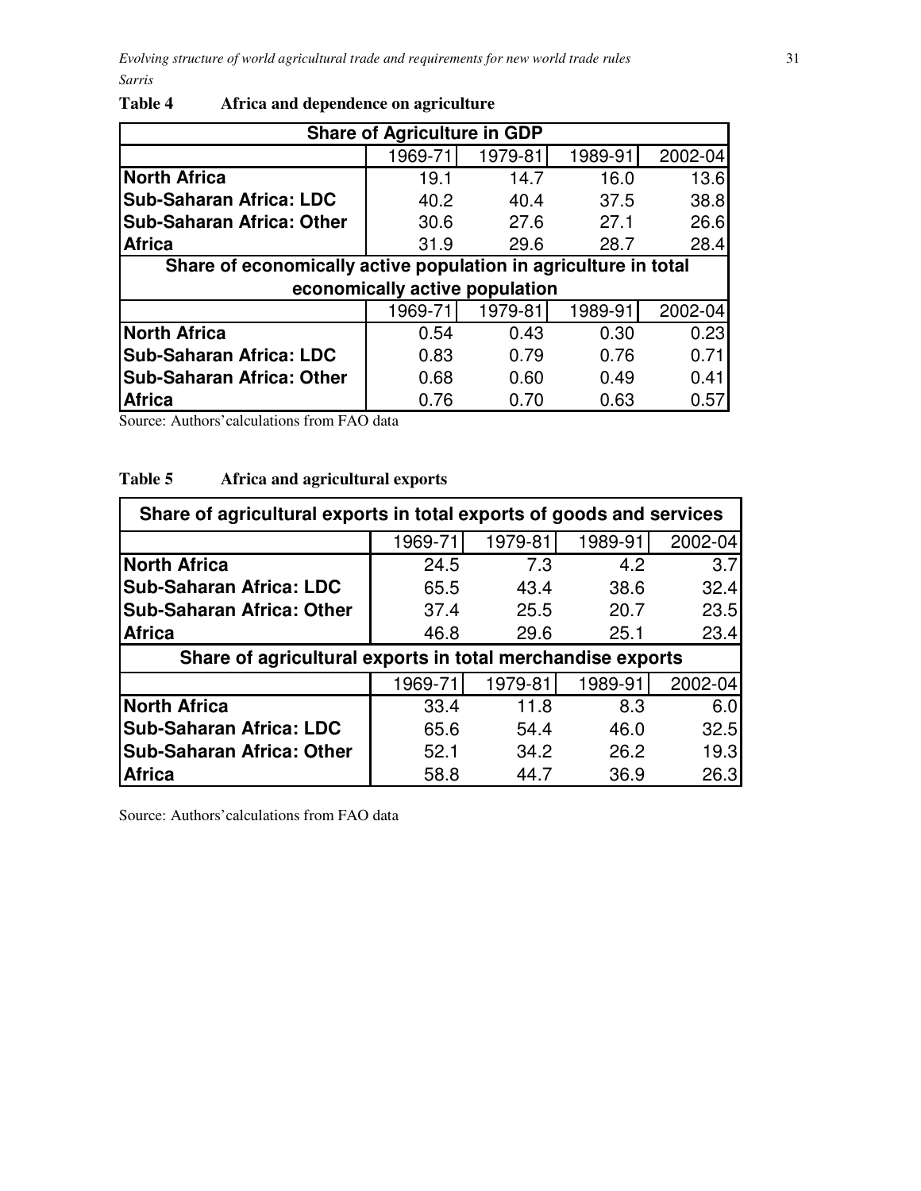**Table 4 Africa and dependence on agriculture**

| Share of Agriculture in GDP | | | | |
|---|---|---|---|---|
| | 1969-71 | 1979-81 | 1989-91 | 2002-04 |
| **North Africa** | 19.1 | 14.7 | 16.0 | 13.6 |
| **Sub-Saharan Africa: LDC** | 40.2 | 40.4 | 37.5 | 38.8 |
| **Sub-Saharan Africa: Other** | 30.6 | 27.6 | 27.1 | 26.6 |
| **Africa** | 31.9 | 29.6 | 28.7 | 28.4 |
| **Share of economically active population in agriculture in total economically active population** | | | | |
| | 1969-71 | 1979-81 | 1989-91 | 2002-04 |
| **North Africa** | 0.54 | 0.43 | 0.30 | 0.23 |
| **Sub-Saharan Africa: LDC** | 0.83 | 0.79 | 0.76 | 0.71 |
| **Sub-Saharan Africa: Other** | 0.68 | 0.60 | 0.49 | 0.41 |
| **Africa** | 0.76 | 0.70 | 0.63 | 0.57 |

Source: Authors' calculations from FAO data

**Table 5 Africa and agricultural exports**

| Share of agricultural exports in total exports of goods and services | | | | |
|---|---|---|---|---|
| | 1969-71 | 1979-81 | 1989-91 | 2002-04 |
| **North Africa** | 24.5 | 7.3 | 4.2 | 3.7 |
| **Sub-Saharan Africa: LDC** | 65.5 | 43.4 | 38.6 | 32.4 |
| **Sub-Saharan Africa: Other** | 37.4 | 25.5 | 20.7 | 23.5 |
| **Africa** | 46.8 | 29.6 | 25.1 | 23.4 |
| **Share of agricultural exports in total merchandise exports** | | | | |
| | 1969-71 | 1979-81 | 1989-91 | 2002-04 |
| **North Africa** | 33.4 | 11.8 | 8.3 | 6.0 |
| **Sub-Saharan Africa: LDC** | 65.6 | 54.4 | 46.0 | 32.5 |
| **Sub-Saharan Africa: Other** | 52.1 | 34.2 | 26.2 | 19.3 |
| **Africa** | 58.8 | 44.7 | 36.9 | 26.3 |

Source: Authors' calculations from FAO data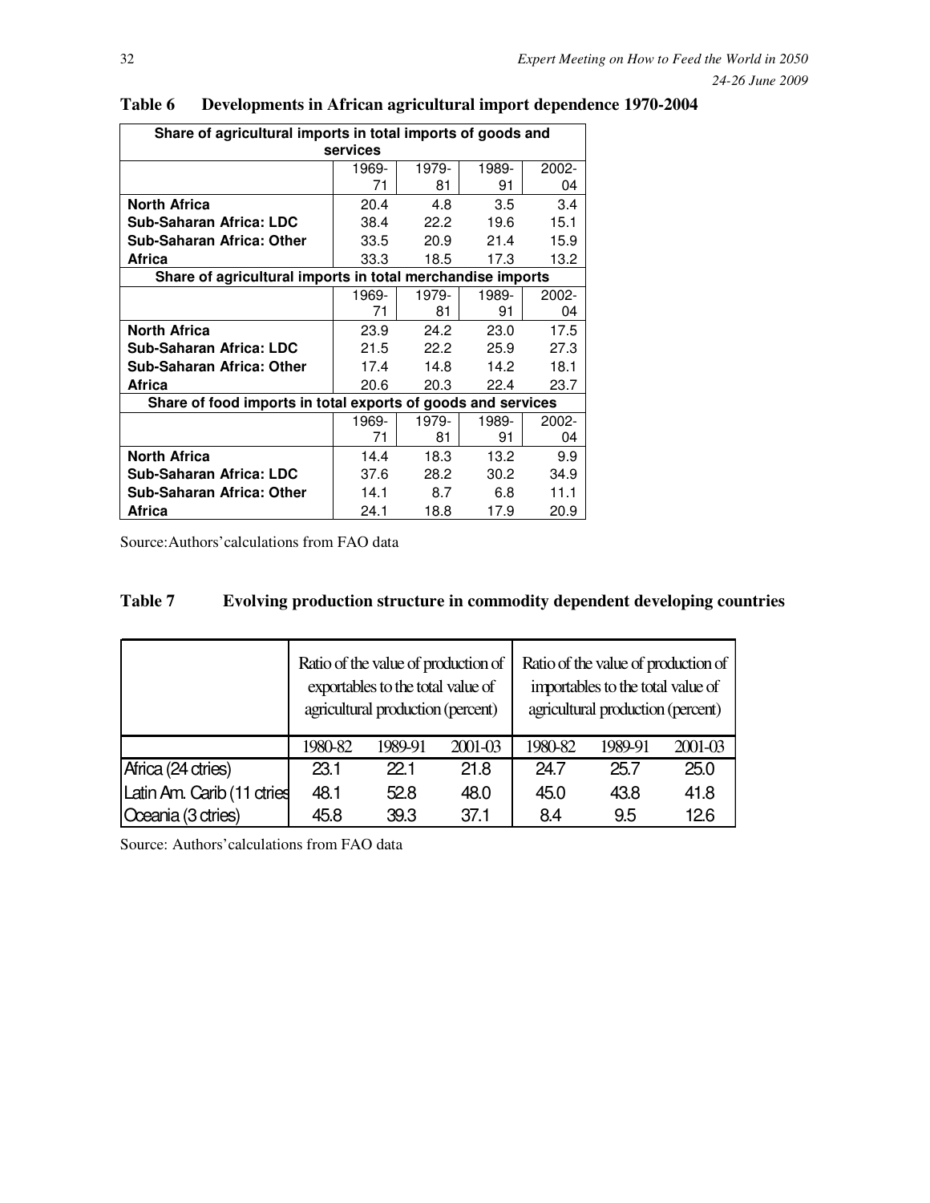**Table 6 Developments in African agricultural import dependence 1970-2004**

| Share of agricultural imports in total imports of goods and services | | | | |
|---|---|---|---|---|
| | 1969-71 | 1979-81 | 1989-91 | 2002-04 |
| **North Africa** | 20.4 | 4.8 | 3.5 | 3.4 |
| **Sub-Saharan Africa: LDC** | 38.4 | 22.2 | 19.6 | 15.1 |
| **Sub-Saharan Africa: Other** | 33.5 | 20.9 | 21.4 | 15.9 |
| **Africa** | 33.3 | 18.5 | 17.3 | 13.2 |
| **Share of agricultural imports in total merchandise imports** | | | | |
| | 1969-71 | 1979-81 | 1989-91 | 2002-04 |
| **North Africa** | 23.9 | 24.2 | 23.0 | 17.5 |
| **Sub-Saharan Africa: LDC** | 21.5 | 22.2 | 25.9 | 27.3 |
| **Sub-Saharan Africa: Other** | 17.4 | 14.8 | 14.2 | 18.1 |
| **Africa** | 20.6 | 20.3 | 22.4 | 23.7 |
| **Share of food imports in total exports of goods and services** | | | | |
| | 1969-71 | 1979-81 | 1989-91 | 2002-04 |
| **North Africa** | 14.4 | 18.3 | 13.2 | 9.9 |
| **Sub-Saharan Africa: LDC** | 37.6 | 28.2 | 30.2 | 34.9 |
| **Sub-Saharan Africa: Other** | 14.1 | 8.7 | 6.8 | 11.1 |
| **Africa** | 24.1 | 18.8 | 17.9 | 20.9 |

Source:Authors'calculations from FAO data

**Table 7 Evolving production structure in commodity dependent developing countries**

| | Ratio of the value of production of exportables to the total value of agricultural production (percent) | | | Ratio of the value of production of importables to the total value of agricultural production (percent) | | |
|---|---|---|---|---|---|---|
| | 1980-82 | 1989-91 | 2001-03 | 1980-82 | 1989-91 | 2001-03 |
| Africa (24 ctries) | 23.1 | 22.1 | 21.8 | 24.7 | 25.7 | 25.0 |
| Latin Am. Carib (11 ctries | 48.1 | 52.8 | 48.0 | 45.0 | 43.8 | 41.8 |
| Oceania (3 ctries) | 45.8 | 39.3 | 37.1 | 8.4 | 9.5 | 12.6 |

Source: Authors'calculations from FAO data